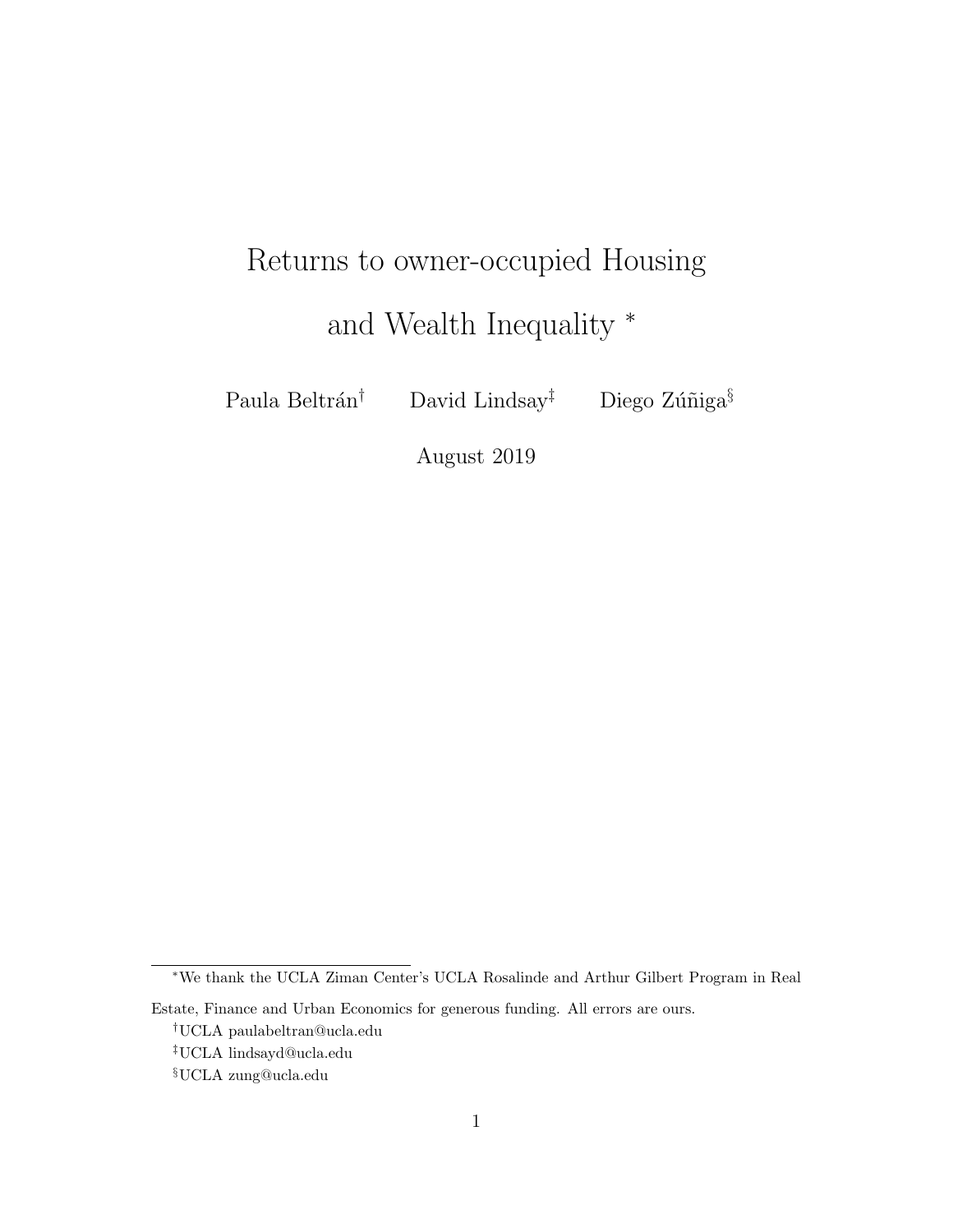# Returns to owner-occupied Housing and Wealth Inequality [*]

Paula Beltrán[†] David Lindsay[‡] Diego Zúñiga[§]

August 2019

---

[*] We thank the UCLA Ziman Center's UCLA Rosalinde and Arthur Gilbert Program in Real Estate, Finance and Urban Economics for generous funding. All errors are ours.

[†] UCLA paulabeltran@ucla.edu

[‡] UCLA lindsayd@ucla.edu

[§] UCLA zung@ucla.edu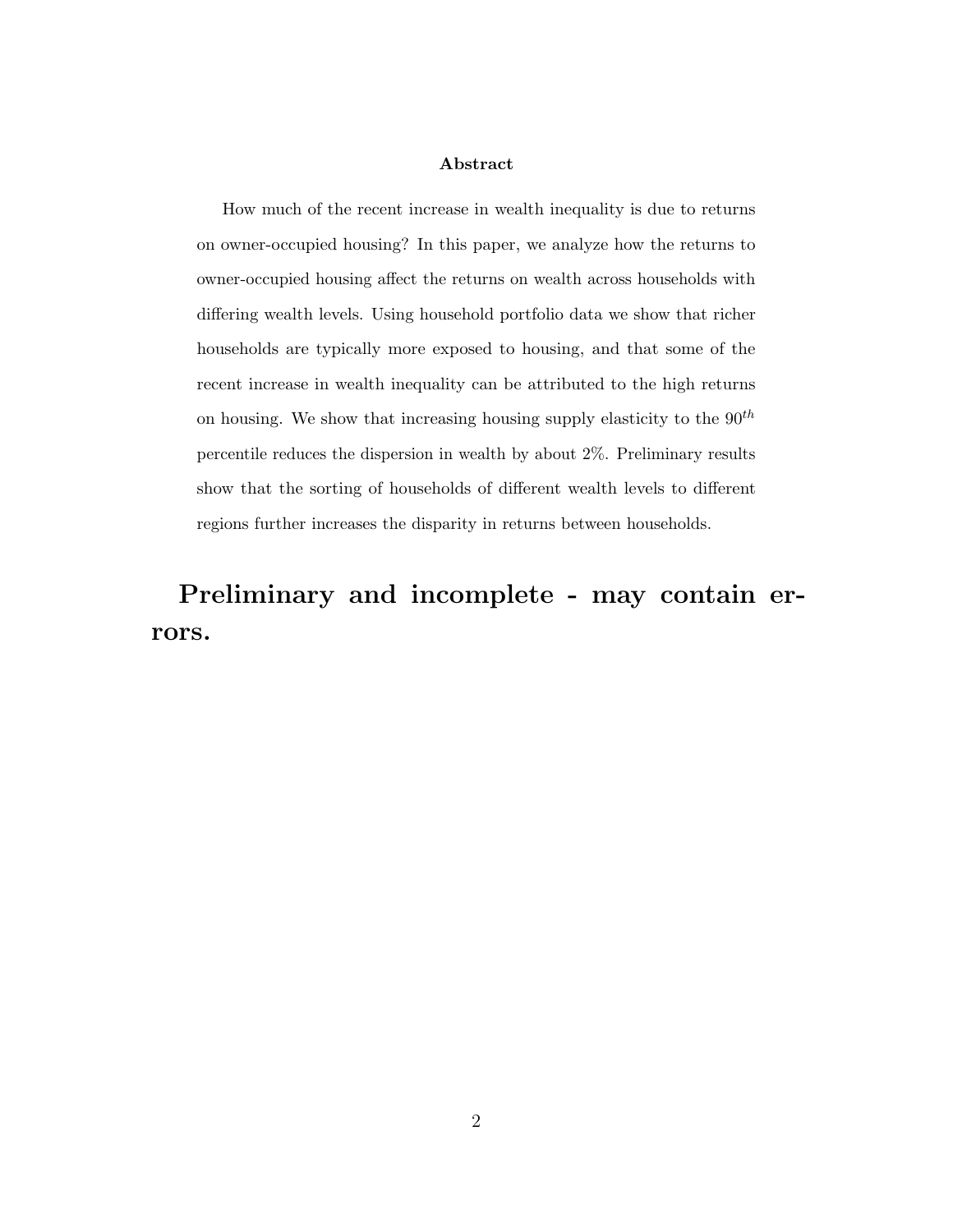**Abstract**

How much of the recent increase in wealth inequality is due to returns on owner-occupied housing? In this paper, we analyze how the returns to owner-occupied housing affect the returns on wealth across households with differing wealth levels. Using household portfolio data we show that richer households are typically more exposed to housing, and that some of the recent increase in wealth inequality can be attributed to the high returns on housing. We show that increasing housing supply elasticity to the $90^{th}$ percentile reduces the dispersion in wealth by about 2%. Preliminary results show that the sorting of households of different wealth levels to different regions further increases the disparity in returns between households.

# Preliminary and incomplete - may contain errors.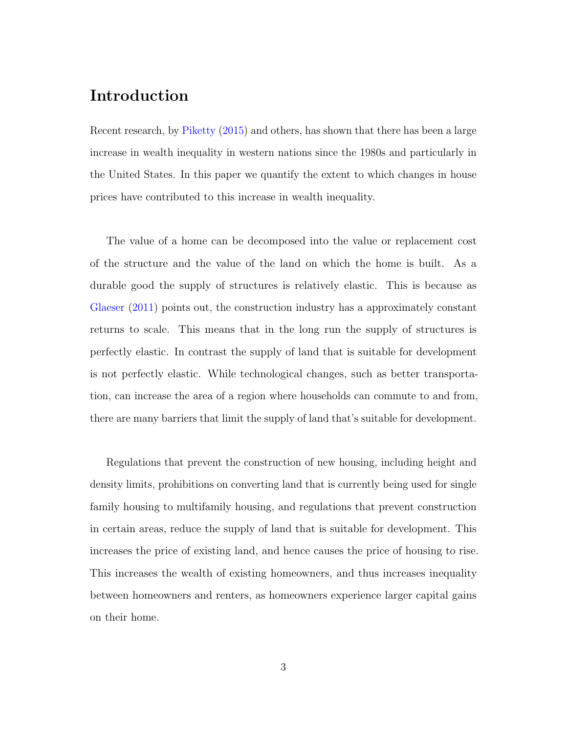# Introduction

Recent research, by Piketty (2015) and others, has shown that there has been a large increase in wealth inequality in western nations since the 1980s and particularly in the United States. In this paper we quantify the extent to which changes in house prices have contributed to this increase in wealth inequality.

The value of a home can be decomposed into the value or replacement cost of the structure and the value of the land on which the home is built. As a durable good the supply of structures is relatively elastic. This is because as Glaeser (2011) points out, the construction industry has a approximately constant returns to scale. This means that in the long run the supply of structures is perfectly elastic. In contrast the supply of land that is suitable for development is not perfectly elastic. While technological changes, such as better transportation, can increase the area of a region where households can commute to and from, there are many barriers that limit the supply of land that's suitable for development.

Regulations that prevent the construction of new housing, including height and density limits, prohibitions on converting land that is currently being used for single family housing to multifamily housing, and regulations that prevent construction in certain areas, reduce the supply of land that is suitable for development. This increases the price of existing land, and hence causes the price of housing to rise. This increases the wealth of existing homeowners, and thus increases inequality between homeowners and renters, as homeowners experience larger capital gains on their home.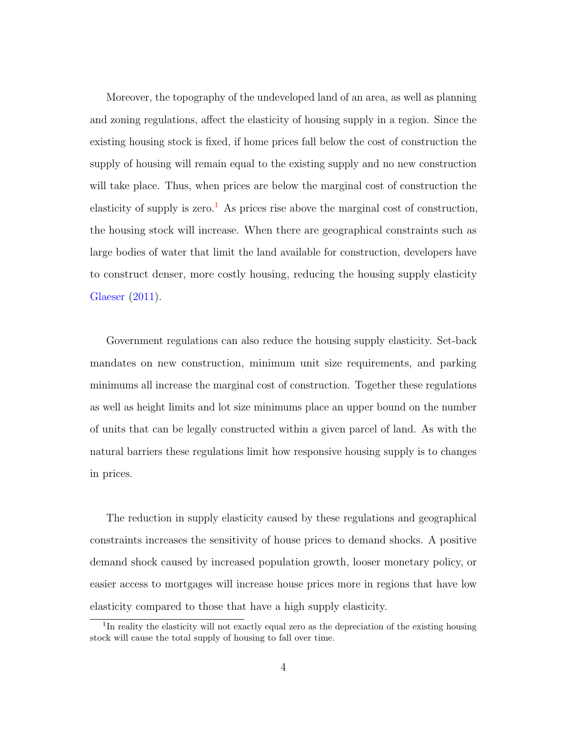Moreover, the topography of the undeveloped land of an area, as well as planning and zoning regulations, affect the elasticity of housing supply in a region. Since the existing housing stock is fixed, if home prices fall below the cost of construction the supply of housing will remain equal to the existing supply and no new construction will take place. Thus, when prices are below the marginal cost of construction the elasticity of supply is zero.[1] As prices rise above the marginal cost of construction, the housing stock will increase. When there are geographical constraints such as large bodies of water that limit the land available for construction, developers have to construct denser, more costly housing, reducing the housing supply elasticity Glaeser (2011).

Government regulations can also reduce the housing supply elasticity. Set-back mandates on new construction, minimum unit size requirements, and parking minimums all increase the marginal cost of construction. Together these regulations as well as height limits and lot size minimums place an upper bound on the number of units that can be legally constructed within a given parcel of land. As with the natural barriers these regulations limit how responsive housing supply is to changes in prices.

The reduction in supply elasticity caused by these regulations and geographical constraints increases the sensitivity of house prices to demand shocks. A positive demand shock caused by increased population growth, looser monetary policy, or easier access to mortgages will increase house prices more in regions that have low elasticity compared to those that have a high supply elasticity.

[1] In reality the elasticity will not exactly equal zero as the depreciation of the existing housing stock will cause the total supply of housing to fall over time.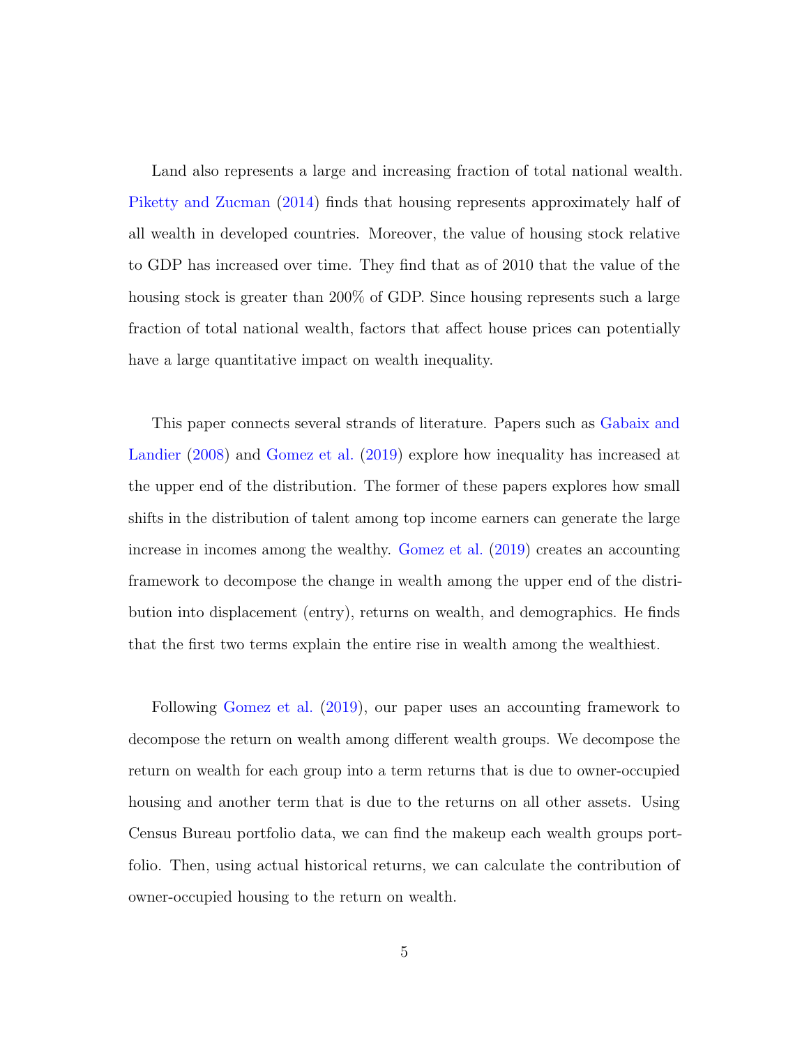Land also represents a large and increasing fraction of total national wealth. Piketty and Zucman (2014) finds that housing represents approximately half of all wealth in developed countries. Moreover, the value of housing stock relative to GDP has increased over time. They find that as of 2010 that the value of the housing stock is greater than 200% of GDP. Since housing represents such a large fraction of total national wealth, factors that affect house prices can potentially have a large quantitative impact on wealth inequality.

This paper connects several strands of literature. Papers such as Gabaix and Landier (2008) and Gomez et al. (2019) explore how inequality has increased at the upper end of the distribution. The former of these papers explores how small shifts in the distribution of talent among top income earners can generate the large increase in incomes among the wealthy. Gomez et al. (2019) creates an accounting framework to decompose the change in wealth among the upper end of the distribution into displacement (entry), returns on wealth, and demographics. He finds that the first two terms explain the entire rise in wealth among the wealthiest.

Following Gomez et al. (2019), our paper uses an accounting framework to decompose the return on wealth among different wealth groups. We decompose the return on wealth for each group into a term returns that is due to owner-occupied housing and another term that is due to the returns on all other assets. Using Census Bureau portfolio data, we can find the makeup each wealth groups portfolio. Then, using actual historical returns, we can calculate the contribution of owner-occupied housing to the return on wealth.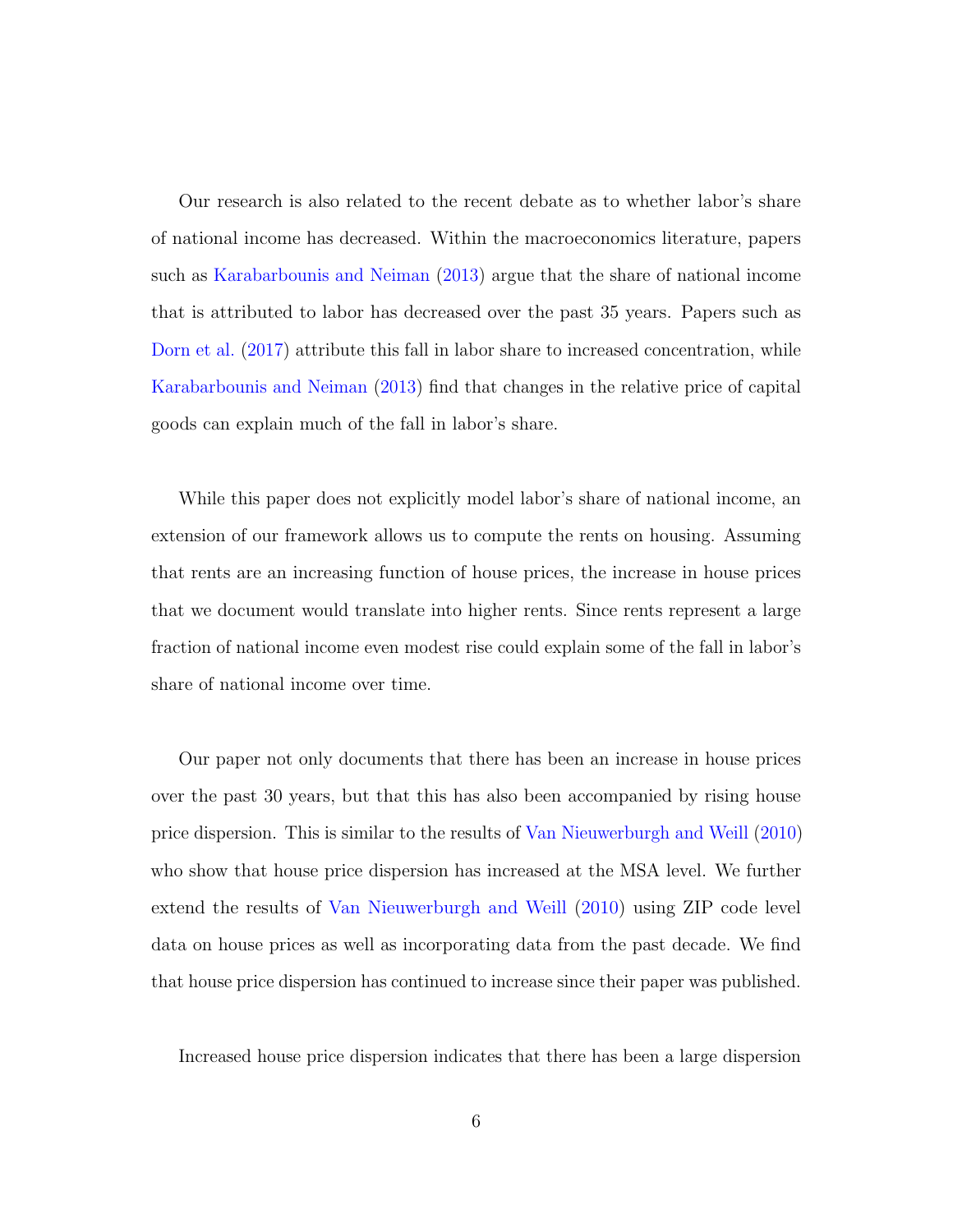Our research is also related to the recent debate as to whether labor's share of national income has decreased. Within the macroeconomics literature, papers such as Karabarbounis and Neiman (2013) argue that the share of national income that is attributed to labor has decreased over the past 35 years. Papers such as Dorn et al. (2017) attribute this fall in labor share to increased concentration, while Karabarbounis and Neiman (2013) find that changes in the relative price of capital goods can explain much of the fall in labor's share.

While this paper does not explicitly model labor's share of national income, an extension of our framework allows us to compute the rents on housing. Assuming that rents are an increasing function of house prices, the increase in house prices that we document would translate into higher rents. Since rents represent a large fraction of national income even modest rise could explain some of the fall in labor's share of national income over time.

Our paper not only documents that there has been an increase in house prices over the past 30 years, but that this has also been accompanied by rising house price dispersion. This is similar to the results of Van Nieuwerburgh and Weill (2010) who show that house price dispersion has increased at the MSA level. We further extend the results of Van Nieuwerburgh and Weill (2010) using ZIP code level data on house prices as well as incorporating data from the past decade. We find that house price dispersion has continued to increase since their paper was published.

Increased house price dispersion indicates that there has been a large dispersion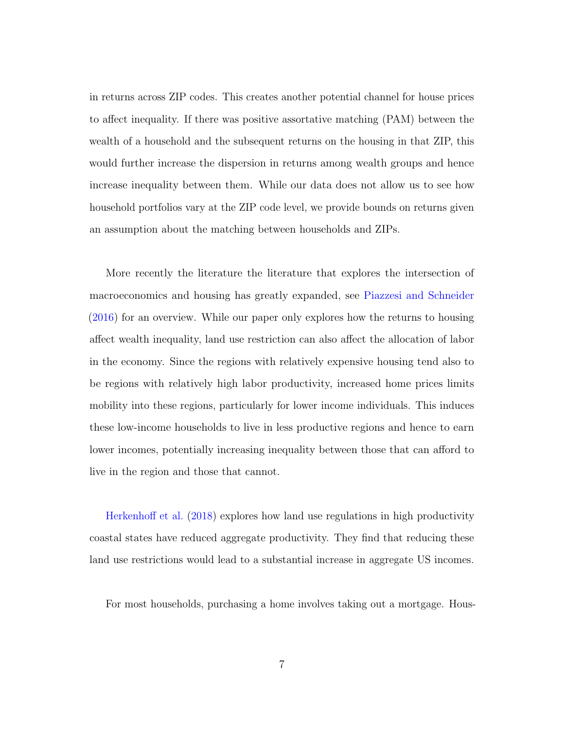in returns across ZIP codes. This creates another potential channel for house prices to affect inequality. If there was positive assortative matching (PAM) between the wealth of a household and the subsequent returns on the housing in that ZIP, this would further increase the dispersion in returns among wealth groups and hence increase inequality between them. While our data does not allow us to see how household portfolios vary at the ZIP code level, we provide bounds on returns given an assumption about the matching between households and ZIPs.

More recently the literature the literature that explores the intersection of macroeconomics and housing has greatly expanded, see Piazzesi and Schneider (2016) for an overview. While our paper only explores how the returns to housing affect wealth inequality, land use restriction can also affect the allocation of labor in the economy. Since the regions with relatively expensive housing tend also to be regions with relatively high labor productivity, increased home prices limits mobility into these regions, particularly for lower income individuals. This induces these low-income households to live in less productive regions and hence to earn lower incomes, potentially increasing inequality between those that can afford to live in the region and those that cannot.

Herkenhoff et al. (2018) explores how land use regulations in high productivity coastal states have reduced aggregate productivity. They find that reducing these land use restrictions would lead to a substantial increase in aggregate US incomes.

For most households, purchasing a home involves taking out a mortgage. Hous-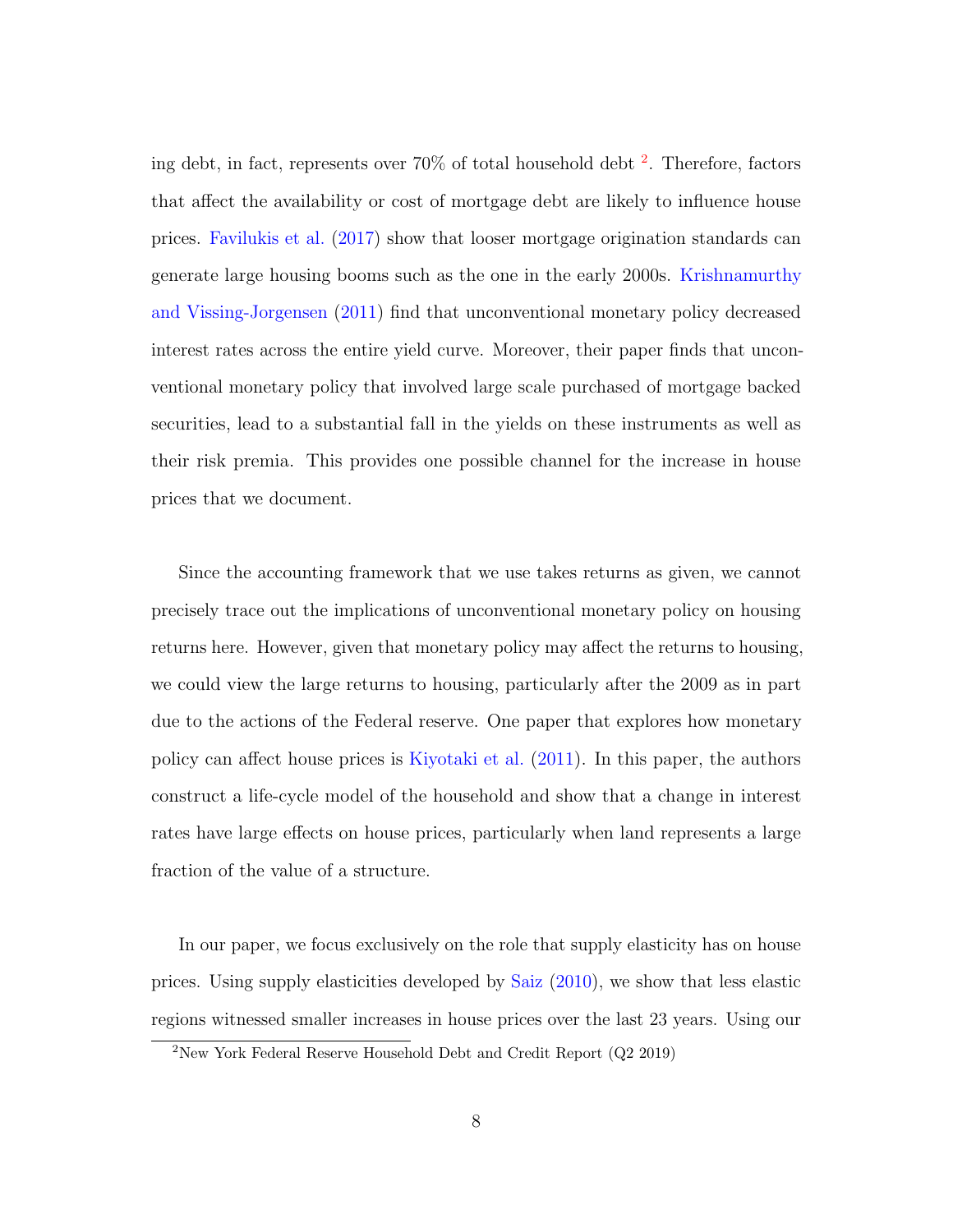ing debt, in fact, represents over 70% of total household debt [2]. Therefore, factors that affect the availability or cost of mortgage debt are likely to influence house prices. Favilukis et al. (2017) show that looser mortgage origination standards can generate large housing booms such as the one in the early 2000s. Krishnamurthy and Vissing-Jorgensen (2011) find that unconventional monetary policy decreased interest rates across the entire yield curve. Moreover, their paper finds that unconventional monetary policy that involved large scale purchased of mortgage backed securities, lead to a substantial fall in the yields on these instruments as well as their risk premia. This provides one possible channel for the increase in house prices that we document.

Since the accounting framework that we use takes returns as given, we cannot precisely trace out the implications of unconventional monetary policy on housing returns here. However, given that monetary policy may affect the returns to housing, we could view the large returns to housing, particularly after the 2009 as in part due to the actions of the Federal reserve. One paper that explores how monetary policy can affect house prices is Kiyotaki et al. (2011). In this paper, the authors construct a life-cycle model of the household and show that a change in interest rates have large effects on house prices, particularly when land represents a large fraction of the value of a structure.

In our paper, we focus exclusively on the role that supply elasticity has on house prices. Using supply elasticities developed by Saiz (2010), we show that less elastic regions witnessed smaller increases in house prices over the last 23 years. Using our

[2] New York Federal Reserve Household Debt and Credit Report (Q2 2019)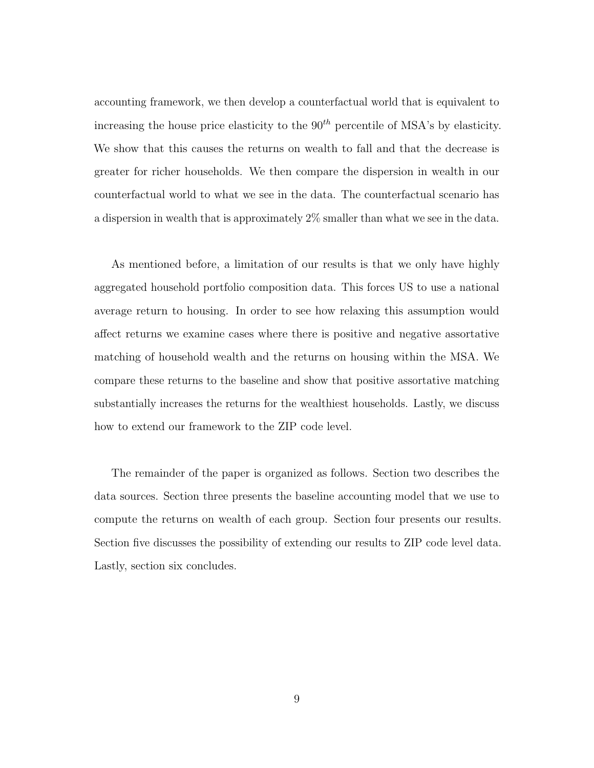accounting framework, we then develop a counterfactual world that is equivalent to increasing the house price elasticity to the $90^{th}$ percentile of MSA's by elasticity. We show that this causes the returns on wealth to fall and that the decrease is greater for richer households. We then compare the dispersion in wealth in our counterfactual world to what we see in the data. The counterfactual scenario has a dispersion in wealth that is approximately 2% smaller than what we see in the data.

As mentioned before, a limitation of our results is that we only have highly aggregated household portfolio composition data. This forces US to use a national average return to housing. In order to see how relaxing this assumption would affect returns we examine cases where there is positive and negative assortative matching of household wealth and the returns on housing within the MSA. We compare these returns to the baseline and show that positive assortative matching substantially increases the returns for the wealthiest households. Lastly, we discuss how to extend our framework to the ZIP code level.

The remainder of the paper is organized as follows. Section two describes the data sources. Section three presents the baseline accounting model that we use to compute the returns on wealth of each group. Section four presents our results. Section five discusses the possibility of extending our results to ZIP code level data. Lastly, section six concludes.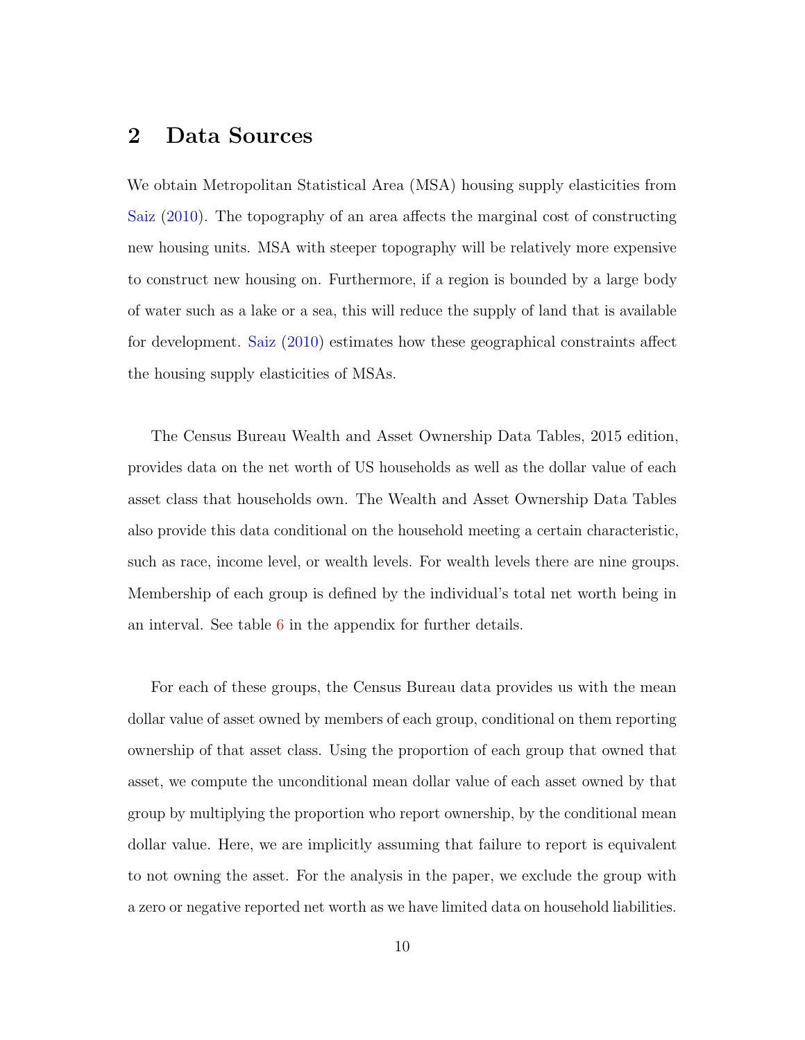## 2 Data Sources

We obtain Metropolitan Statistical Area (MSA) housing supply elasticities from Saiz (2010). The topography of an area affects the marginal cost of constructing new housing units. MSA with steeper topography will be relatively more expensive to construct new housing on. Furthermore, if a region is bounded by a large body of water such as a lake or a sea, this will reduce the supply of land that is available for development. Saiz (2010) estimates how these geographical constraints affect the housing supply elasticities of MSAs.

The Census Bureau Wealth and Asset Ownership Data Tables, 2015 edition, provides data on the net worth of US households as well as the dollar value of each asset class that households own. The Wealth and Asset Ownership Data Tables also provide this data conditional on the household meeting a certain characteristic, such as race, income level, or wealth levels. For wealth levels there are nine groups. Membership of each group is defined by the individual's total net worth being in an interval. See table 6 in the appendix for further details.

For each of these groups, the Census Bureau data provides us with the mean dollar value of asset owned by members of each group, conditional on them reporting ownership of that asset class. Using the proportion of each group that owned that asset, we compute the unconditional mean dollar value of each asset owned by that group by multiplying the proportion who report ownership, by the conditional mean dollar value. Here, we are implicitly assuming that failure to report is equivalent to not owning the asset. For the analysis in the paper, we exclude the group with a zero or negative reported net worth as we have limited data on household liabilities.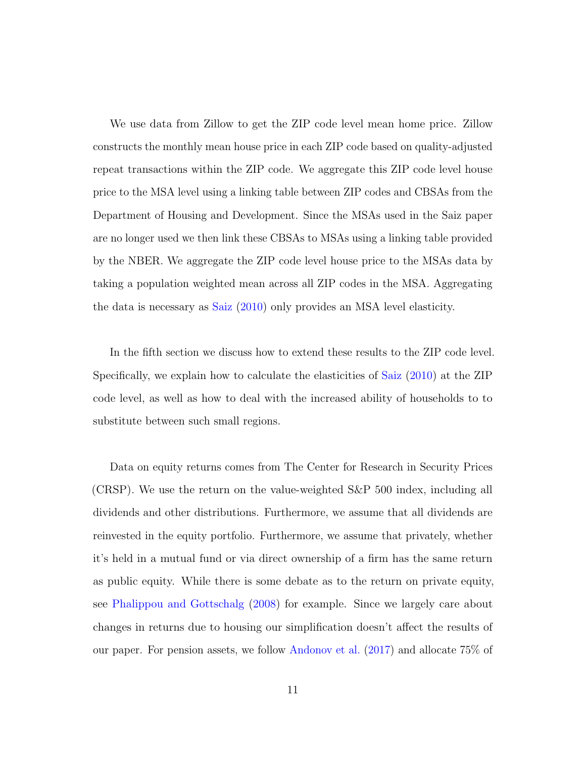We use data from Zillow to get the ZIP code level mean home price. Zillow constructs the monthly mean house price in each ZIP code based on quality-adjusted repeat transactions within the ZIP code. We aggregate this ZIP code level house price to the MSA level using a linking table between ZIP codes and CBSAs from the Department of Housing and Development. Since the MSAs used in the Saiz paper are no longer used we then link these CBSAs to MSAs using a linking table provided by the NBER. We aggregate the ZIP code level house price to the MSAs data by taking a population weighted mean across all ZIP codes in the MSA. Aggregating the data is necessary as Saiz (2010) only provides an MSA level elasticity.

In the fifth section we discuss how to extend these results to the ZIP code level. Specifically, we explain how to calculate the elasticities of Saiz (2010) at the ZIP code level, as well as how to deal with the increased ability of households to to substitute between such small regions.

Data on equity returns comes from The Center for Research in Security Prices (CRSP). We use the return on the value-weighted S&P 500 index, including all dividends and other distributions. Furthermore, we assume that all dividends are reinvested in the equity portfolio. Furthermore, we assume that privately, whether it's held in a mutual fund or via direct ownership of a firm has the same return as public equity. While there is some debate as to the return on private equity, see Phalippou and Gottschalg (2008) for example. Since we largely care about changes in returns due to housing our simplification doesn't affect the results of our paper. For pension assets, we follow Andonov et al. (2017) and allocate 75% of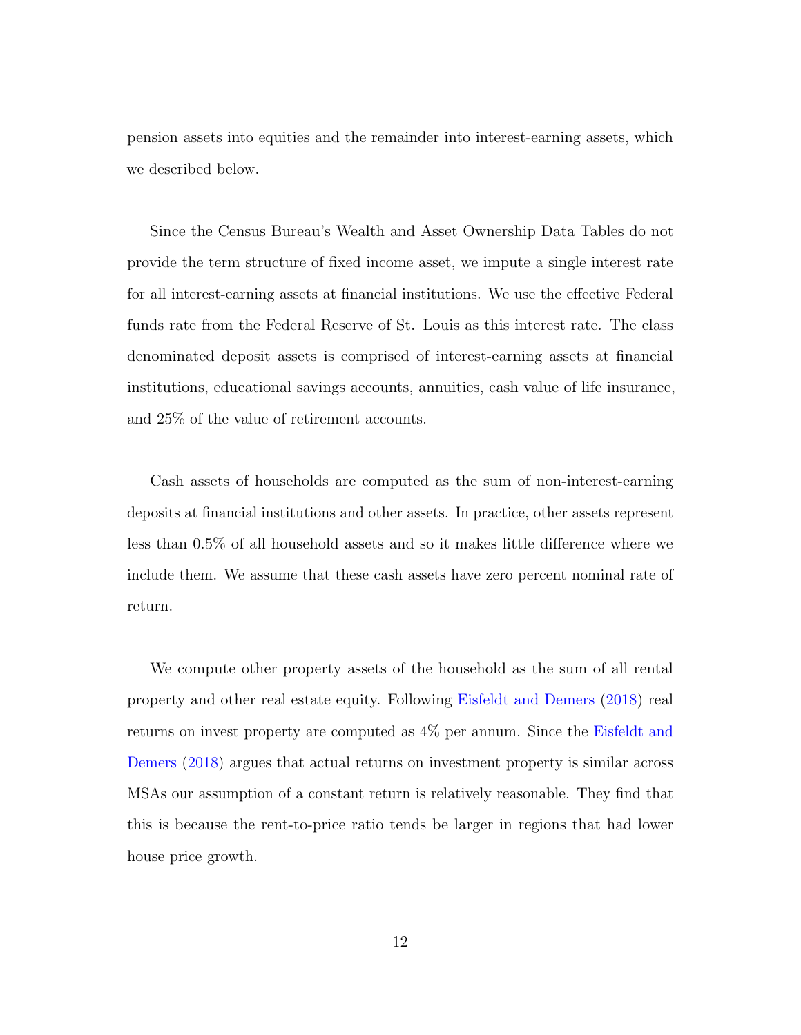pension assets into equities and the remainder into interest-earning assets, which we described below.

Since the Census Bureau's Wealth and Asset Ownership Data Tables do not provide the term structure of fixed income asset, we impute a single interest rate for all interest-earning assets at financial institutions. We use the effective Federal funds rate from the Federal Reserve of St. Louis as this interest rate. The class denominated deposit assets is comprised of interest-earning assets at financial institutions, educational savings accounts, annuities, cash value of life insurance, and 25% of the value of retirement accounts.

Cash assets of households are computed as the sum of non-interest-earning deposits at financial institutions and other assets. In practice, other assets represent less than 0.5% of all household assets and so it makes little difference where we include them. We assume that these cash assets have zero percent nominal rate of return.

We compute other property assets of the household as the sum of all rental property and other real estate equity. Following Eisfeldt and Demers (2018) real returns on invest property are computed as 4% per annum. Since the Eisfeldt and Demers (2018) argues that actual returns on investment property is similar across MSAs our assumption of a constant return is relatively reasonable. They find that this is because the rent-to-price ratio tends be larger in regions that had lower house price growth.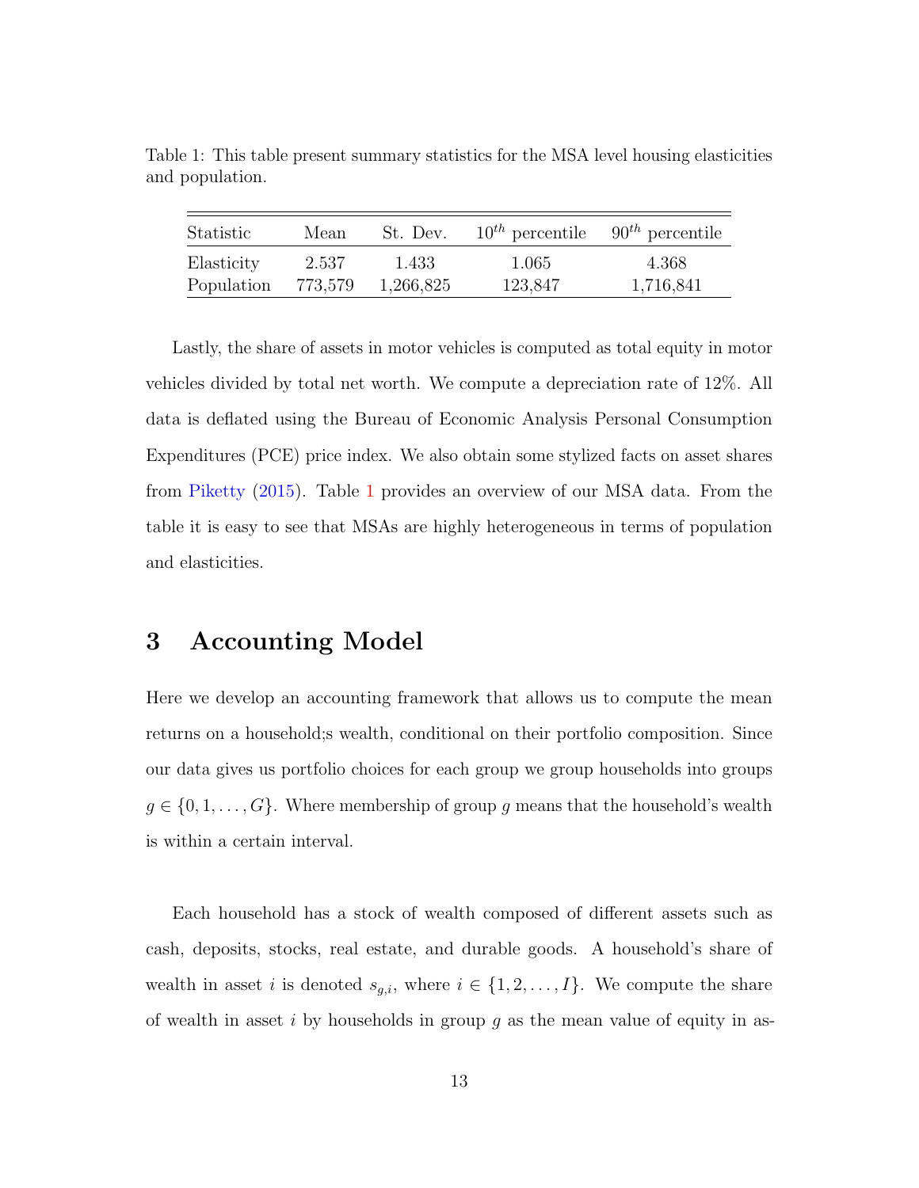Table 1: This table present summary statistics for the MSA level housing elasticities and population.

| Statistic | Mean | St. Dev. | $10^{th}$ percentile | $90^{th}$ percentile |
|---|---|---|---|---|
| Elasticity | 2.537 | 1.433 | 1.065 | 4.368 |
| Population | 773,579 | 1,266,825 | 123,847 | 1,716,841 |

Lastly, the share of assets in motor vehicles is computed as total equity in motor vehicles divided by total net worth. We compute a depreciation rate of 12%. All data is deflated using the Bureau of Economic Analysis Personal Consumption Expenditures (PCE) price index. We also obtain some stylized facts on asset shares from Piketty (2015). Table 1 provides an overview of our MSA data. From the table it is easy to see that MSAs are highly heterogeneous in terms of population and elasticities.

# 3 Accounting Model

Here we develop an accounting framework that allows us to compute the mean returns on a household;s wealth, conditional on their portfolio composition. Since our data gives us portfolio choices for each group we group households into groups $g \in \{0, 1, \ldots, G\}$. Where membership of group $g$ means that the household's wealth is within a certain interval.

Each household has a stock of wealth composed of different assets such as cash, deposits, stocks, real estate, and durable goods. A household's share of wealth in asset $i$ is denoted $s_{g,i}$, where $i \in \{1, 2, \ldots, I\}$. We compute the share of wealth in asset $i$ by households in group $g$ as the mean value of equity in as-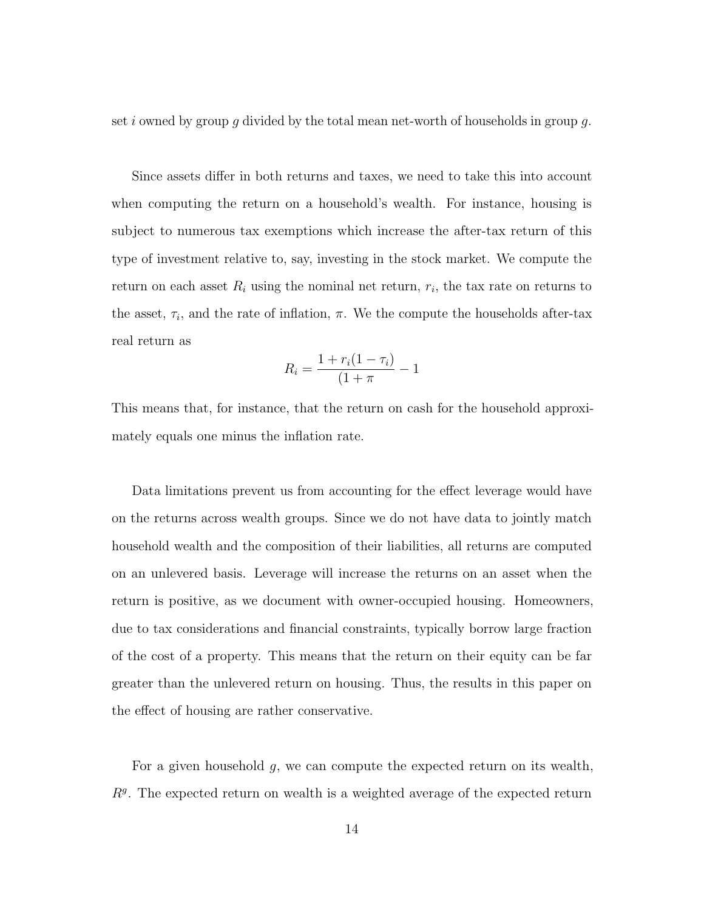set $i$ owned by group $g$ divided by the total mean net-worth of households in group $g$.

Since assets differ in both returns and taxes, we need to take this into account when computing the return on a household's wealth. For instance, housing is subject to numerous tax exemptions which increase the after-tax return of this type of investment relative to, say, investing in the stock market. We compute the return on each asset $R_i$ using the nominal net return, $r_i$, the tax rate on returns to the asset, $\tau_i$, and the rate of inflation, $\pi$. We the compute the households after-tax real return as

$$R_i = \frac{1 + r_i(1 - \tau_i)}{(1 + \pi} - 1$$

This means that, for instance, that the return on cash for the household approximately equals one minus the inflation rate.

Data limitations prevent us from accounting for the effect leverage would have on the returns across wealth groups. Since we do not have data to jointly match household wealth and the composition of their liabilities, all returns are computed on an unlevered basis. Leverage will increase the returns on an asset when the return is positive, as we document with owner-occupied housing. Homeowners, due to tax considerations and financial constraints, typically borrow large fraction of the cost of a property. This means that the return on their equity can be far greater than the unlevered return on housing. Thus, the results in this paper on the effect of housing are rather conservative.

For a given household $g$, we can compute the expected return on its wealth, $R^g$. The expected return on wealth is a weighted average of the expected return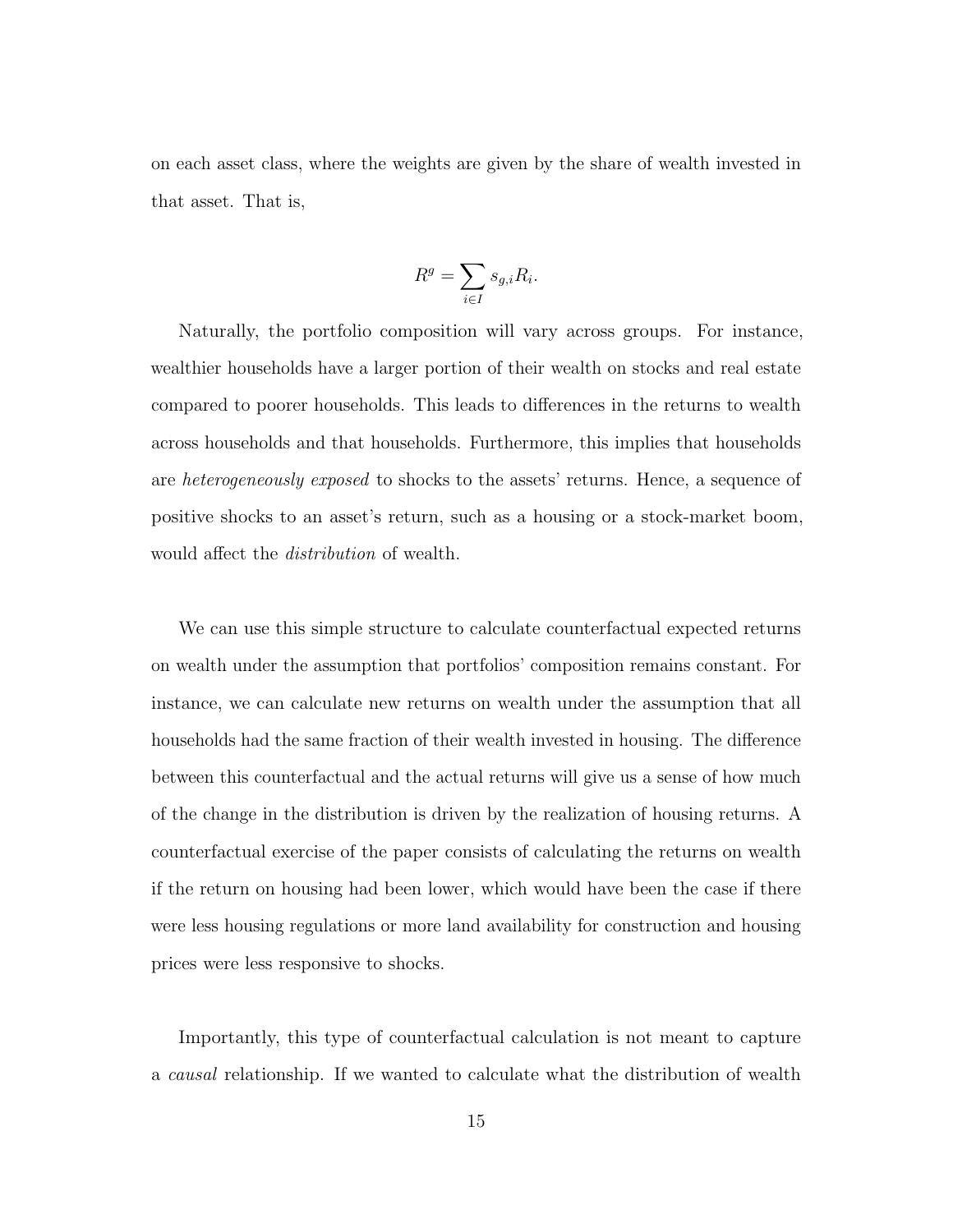on each asset class, where the weights are given by the share of wealth invested in that asset. That is,

$$R^g = \sum_{i \in I} s_{g,i} R_i.$$

Naturally, the portfolio composition will vary across groups. For instance, wealthier households have a larger portion of their wealth on stocks and real estate compared to poorer households. This leads to differences in the returns to wealth across households and that households. Furthermore, this implies that households are *heterogeneously exposed* to shocks to the assets' returns. Hence, a sequence of positive shocks to an asset's return, such as a housing or a stock-market boom, would affect the *distribution* of wealth.

We can use this simple structure to calculate counterfactual expected returns on wealth under the assumption that portfolios' composition remains constant. For instance, we can calculate new returns on wealth under the assumption that all households had the same fraction of their wealth invested in housing. The difference between this counterfactual and the actual returns will give us a sense of how much of the change in the distribution is driven by the realization of housing returns. A counterfactual exercise of the paper consists of calculating the returns on wealth if the return on housing had been lower, which would have been the case if there were less housing regulations or more land availability for construction and housing prices were less responsive to shocks.

Importantly, this type of counterfactual calculation is not meant to capture a *causal* relationship. If we wanted to calculate what the distribution of wealth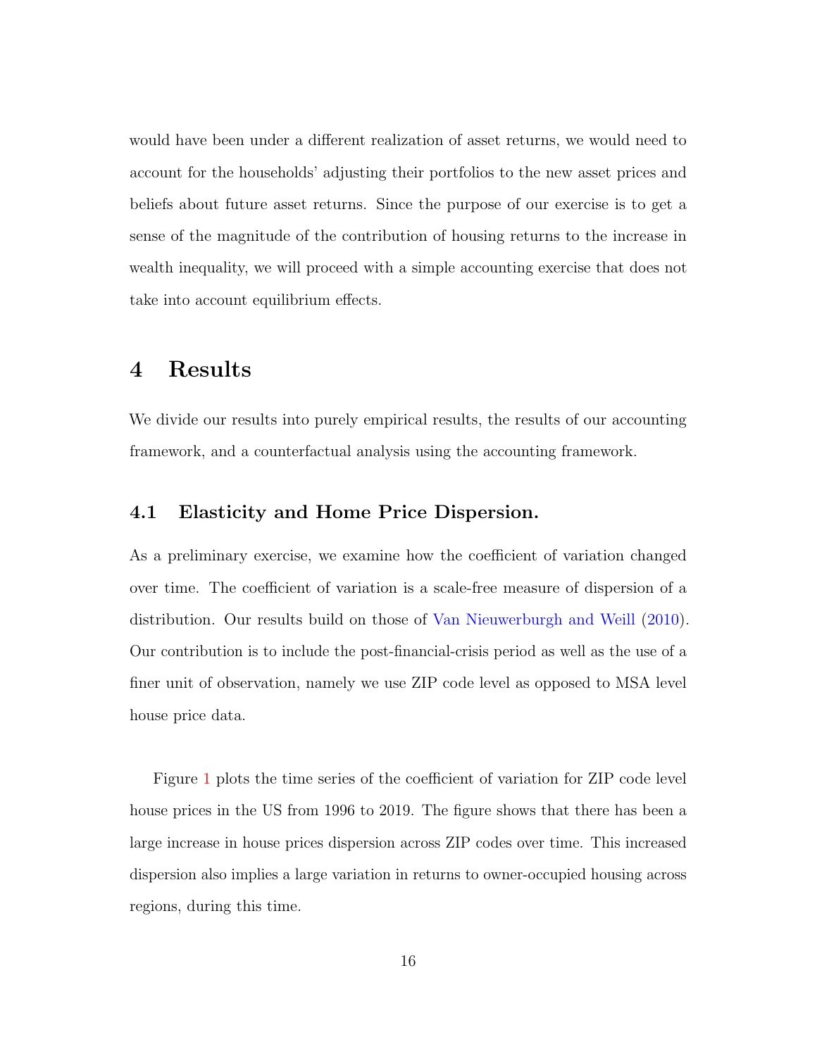would have been under a different realization of asset returns, we would need to account for the households' adjusting their portfolios to the new asset prices and beliefs about future asset returns. Since the purpose of our exercise is to get a sense of the magnitude of the contribution of housing returns to the increase in wealth inequality, we will proceed with a simple accounting exercise that does not take into account equilibrium effects.

# 4 Results

We divide our results into purely empirical results, the results of our accounting framework, and a counterfactual analysis using the accounting framework.

## 4.1 Elasticity and Home Price Dispersion.

As a preliminary exercise, we examine how the coefficient of variation changed over time. The coefficient of variation is a scale-free measure of dispersion of a distribution. Our results build on those of Van Nieuwerburgh and Weill (2010). Our contribution is to include the post-financial-crisis period as well as the use of a finer unit of observation, namely we use ZIP code level as opposed to MSA level house price data.

Figure 1 plots the time series of the coefficient of variation for ZIP code level house prices in the US from 1996 to 2019. The figure shows that there has been a large increase in house prices dispersion across ZIP codes over time. This increased dispersion also implies a large variation in returns to owner-occupied housing across regions, during this time.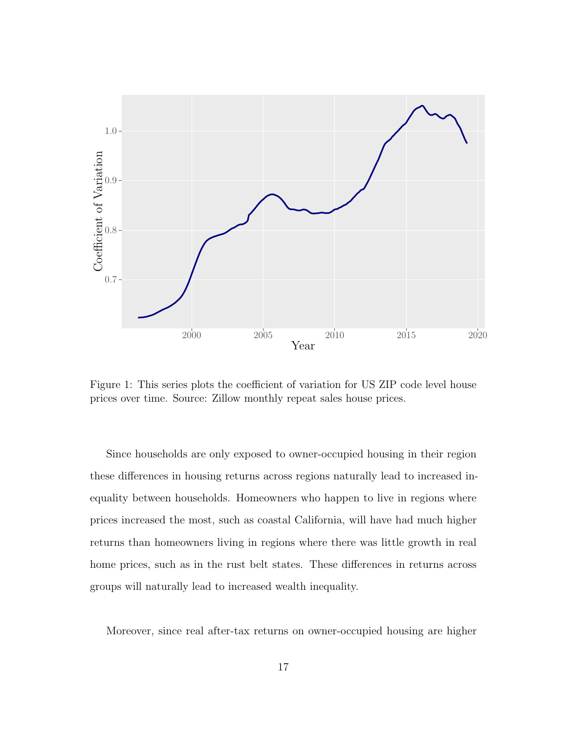Figure 1: This series plots the coefficient of variation for US ZIP code level house prices over time. Source: Zillow monthly repeat sales house prices.

Since households are only exposed to owner-occupied housing in their region these differences in housing returns across regions naturally lead to increased inequality between households. Homeowners who happen to live in regions where prices increased the most, such as coastal California, will have had much higher returns than homeowners living in regions where there was little growth in real home prices, such as in the rust belt states. These differences in returns across groups will naturally lead to increased wealth inequality.

Moreover, since real after-tax returns on owner-occupied housing are higher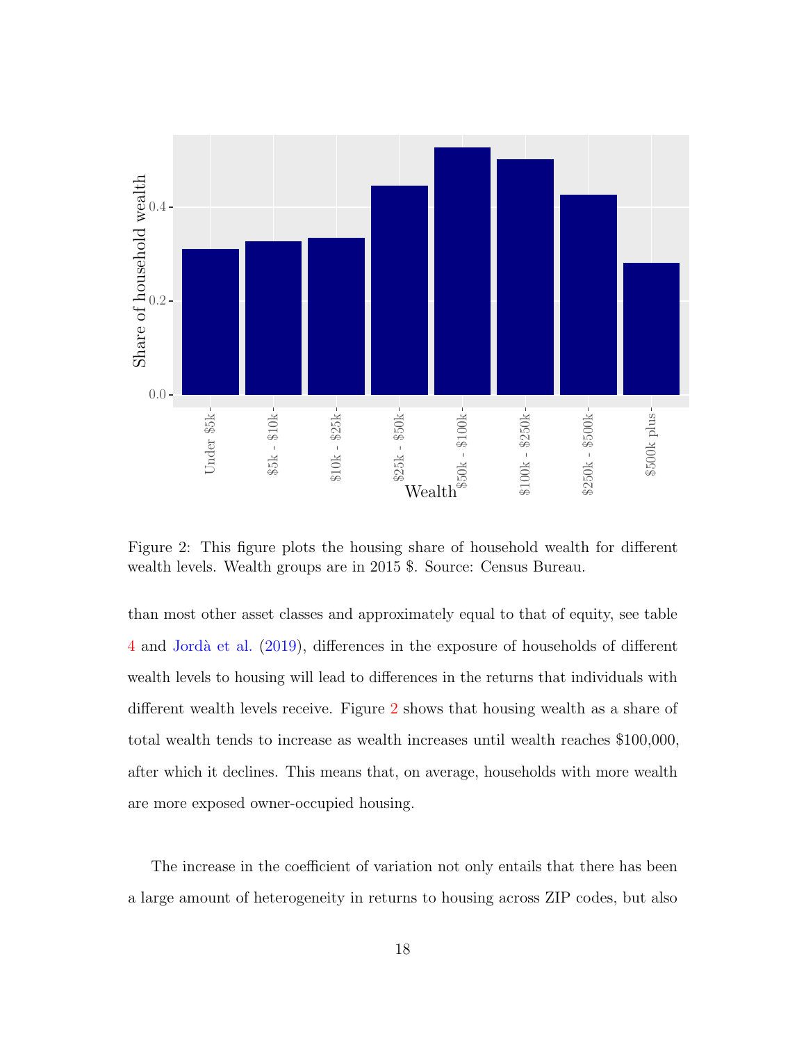Figure 2: This figure plots the housing share of household wealth for different wealth levels. Wealth groups are in 2015 $. Source: Census Bureau.

than most other asset classes and approximately equal to that of equity, see table 4 and Jordà et al. (2019), differences in the exposure of households of different wealth levels to housing will lead to differences in the returns that individuals with different wealth levels receive. Figure 2 shows that housing wealth as a share of total wealth tends to increase as wealth increases until wealth reaches $100,000, after which it declines. This means that, on average, households with more wealth are more exposed owner-occupied housing.

The increase in the coefficient of variation not only entails that there has been a large amount of heterogeneity in returns to housing across ZIP codes, but also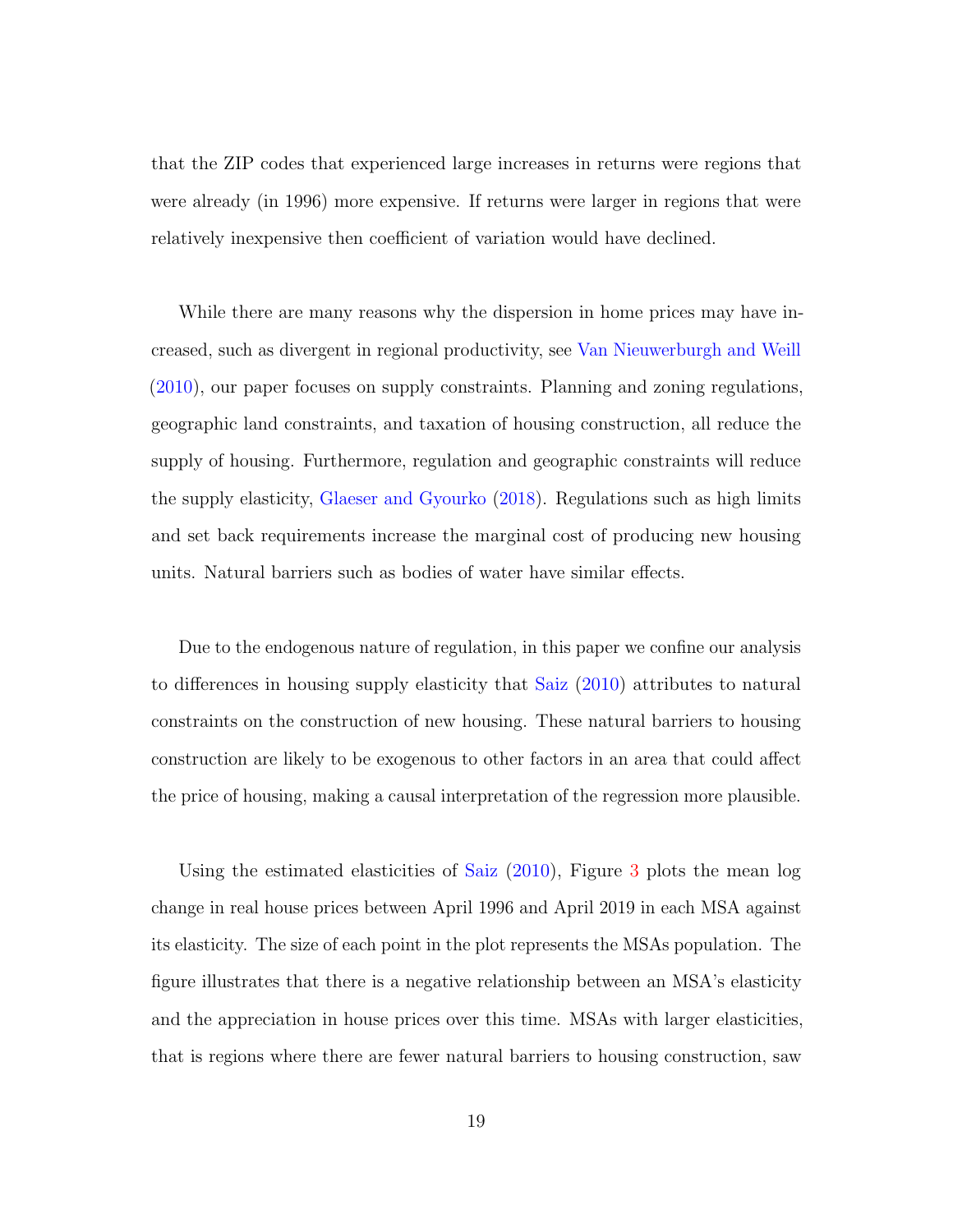that the ZIP codes that experienced large increases in returns were regions that were already (in 1996) more expensive. If returns were larger in regions that were relatively inexpensive then coefficient of variation would have declined.

While there are many reasons why the dispersion in home prices may have increased, such as divergent in regional productivity, see Van Nieuwerburgh and Weill (2010), our paper focuses on supply constraints. Planning and zoning regulations, geographic land constraints, and taxation of housing construction, all reduce the supply of housing. Furthermore, regulation and geographic constraints will reduce the supply elasticity, Glaeser and Gyourko (2018). Regulations such as high limits and set back requirements increase the marginal cost of producing new housing units. Natural barriers such as bodies of water have similar effects.

Due to the endogenous nature of regulation, in this paper we confine our analysis to differences in housing supply elasticity that Saiz (2010) attributes to natural constraints on the construction of new housing. These natural barriers to housing construction are likely to be exogenous to other factors in an area that could affect the price of housing, making a causal interpretation of the regression more plausible.

Using the estimated elasticities of Saiz (2010), Figure 3 plots the mean log change in real house prices between April 1996 and April 2019 in each MSA against its elasticity. The size of each point in the plot represents the MSAs population. The figure illustrates that there is a negative relationship between an MSA's elasticity and the appreciation in house prices over this time. MSAs with larger elasticities, that is regions where there are fewer natural barriers to housing construction, saw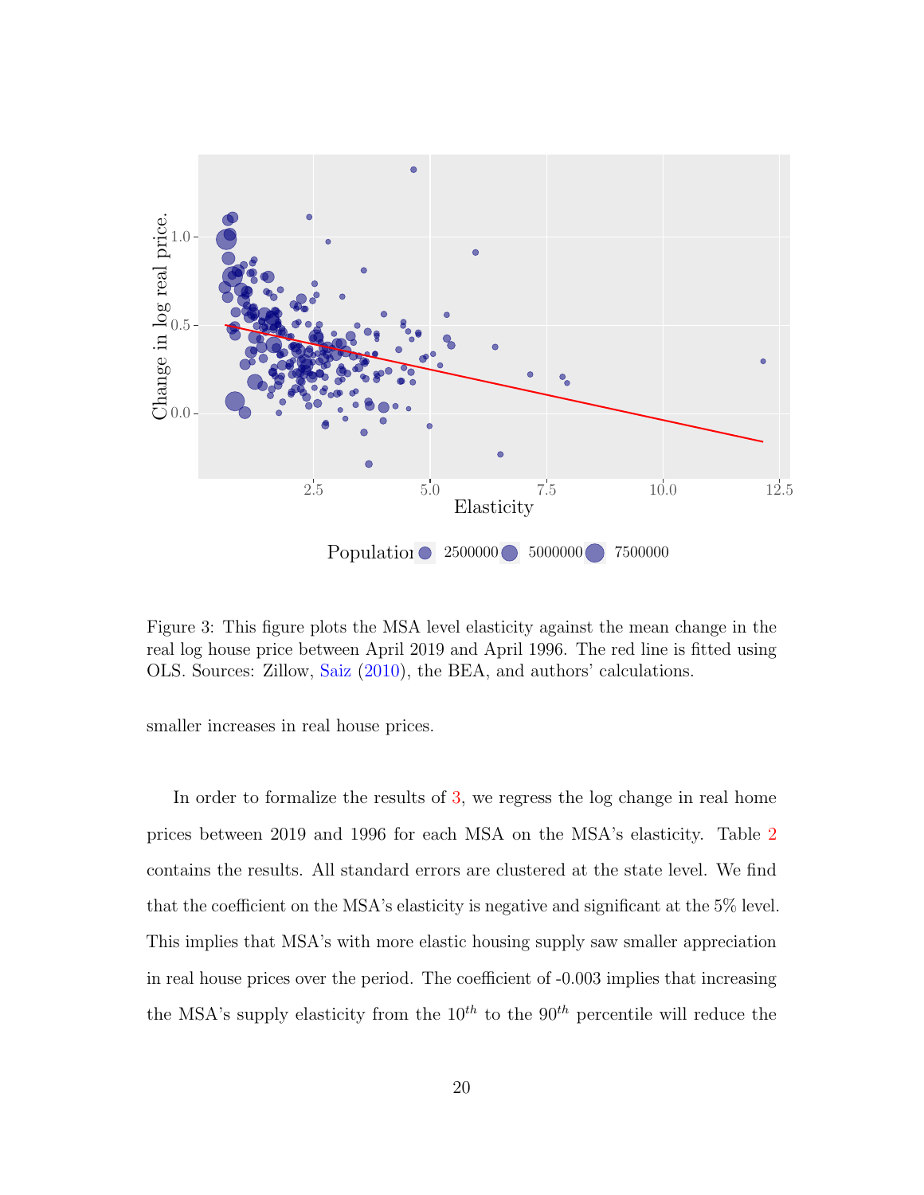Figure 3: This figure plots the MSA level elasticity against the mean change in the real log house price between April 2019 and April 1996. The red line is fitted using OLS. Sources: Zillow, Saiz (2010), the BEA, and authors' calculations.

smaller increases in real house prices.

In order to formalize the results of 3, we regress the log change in real home prices between 2019 and 1996 for each MSA on the MSA's elasticity. Table 2 contains the results. All standard errors are clustered at the state level. We find that the coefficient on the MSA's elasticity is negative and significant at the 5% level. This implies that MSA's with more elastic housing supply saw smaller appreciation in real house prices over the period. The coefficient of -0.003 implies that increasing the MSA's supply elasticity from the $10^{th}$ to the $90^{th}$ percentile will reduce the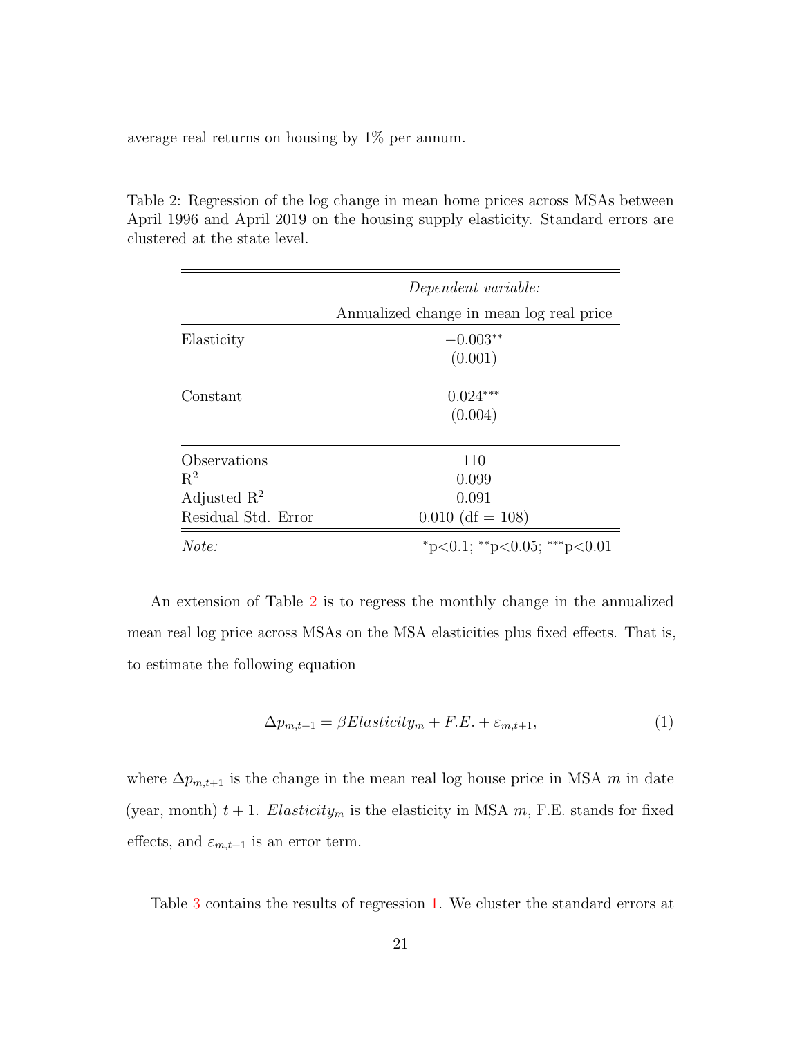average real returns on housing by 1% per annum.

Table 2: Regression of the log change in mean home prices across MSAs between April 1996 and April 2019 on the housing supply elasticity. Standard errors are clustered at the state level.

| | *Dependent variable:* |
|---|---|
| | Annualized change in mean log real price |
| Elasticity | $-0.003^{**}$ |
| | (0.001) |
| Constant | $0.024^{***}$ |
| | (0.004) |
| Observations | 110 |
| $R^2$ | 0.099 |
| Adjusted $R^2$ | 0.091 |
| Residual Std. Error | 0.010 (df = 108) |
| *Note:* | $^{*}$p<0.1; $^{**}$p<0.05; $^{***}$p<0.01 |

An extension of Table 2 is to regress the monthly change in the annualized mean real log price across MSAs on the MSA elasticities plus fixed effects. That is, to estimate the following equation

$$\Delta p_{m,t+1} = \beta Elasticity_m + F.E. + \varepsilon_{m,t+1}, \tag{1}$$

where $\Delta p_{m,t+1}$ is the change in the mean real log house price in MSA $m$ in date (year, month) $t+1$. $Elasticity_m$ is the elasticity in MSA $m$, F.E. stands for fixed effects, and $\varepsilon_{m,t+1}$ is an error term.

Table 3 contains the results of regression 1. We cluster the standard errors at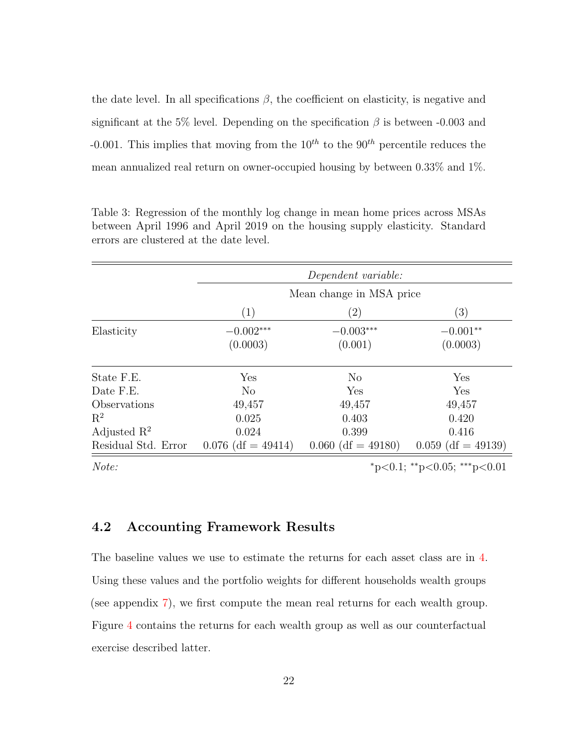the date level. In all specifications $\beta$, the coefficient on elasticity, is negative and significant at the 5% level. Depending on the specification $\beta$ is between -0.003 and -0.001. This implies that moving from the $10^{th}$ to the $90^{th}$ percentile reduces the mean annualized real return on owner-occupied housing by between 0.33% and 1%.

Table 3: Regression of the monthly log change in mean home prices across MSAs between April 1996 and April 2019 on the housing supply elasticity. Standard errors are clustered at the date level.

| | *Dependent variable:* | | |
|---|---|---|---|
| | Mean change in MSA price | | |
| | (1) | (2) | (3) |
| Elasticity | $-0.002^{***}$ | $-0.003^{***}$ | $-0.001^{**}$ |
| | (0.0003) | (0.001) | (0.0003) |
| State F.E. | Yes | No | Yes |
| Date F.E. | No | Yes | Yes |
| Observations | 49,457 | 49,457 | 49,457 |
| $R^2$ | 0.025 | 0.403 | 0.420 |
| Adjusted $R^2$ | 0.024 | 0.399 | 0.416 |
| Residual Std. Error | 0.076 (df = 49414) | 0.060 (df = 49180) | 0.059 (df = 49139) |
| *Note:* | | | $^{*}$p<0.1; $^{**}$p<0.05; $^{***}$p<0.01 |

## 4.2 Accounting Framework Results

The baseline values we use to estimate the returns for each asset class are in 4. Using these values and the portfolio weights for different households wealth groups (see appendix 7), we first compute the mean real returns for each wealth group. Figure 4 contains the returns for each wealth group as well as our counterfactual exercise described latter.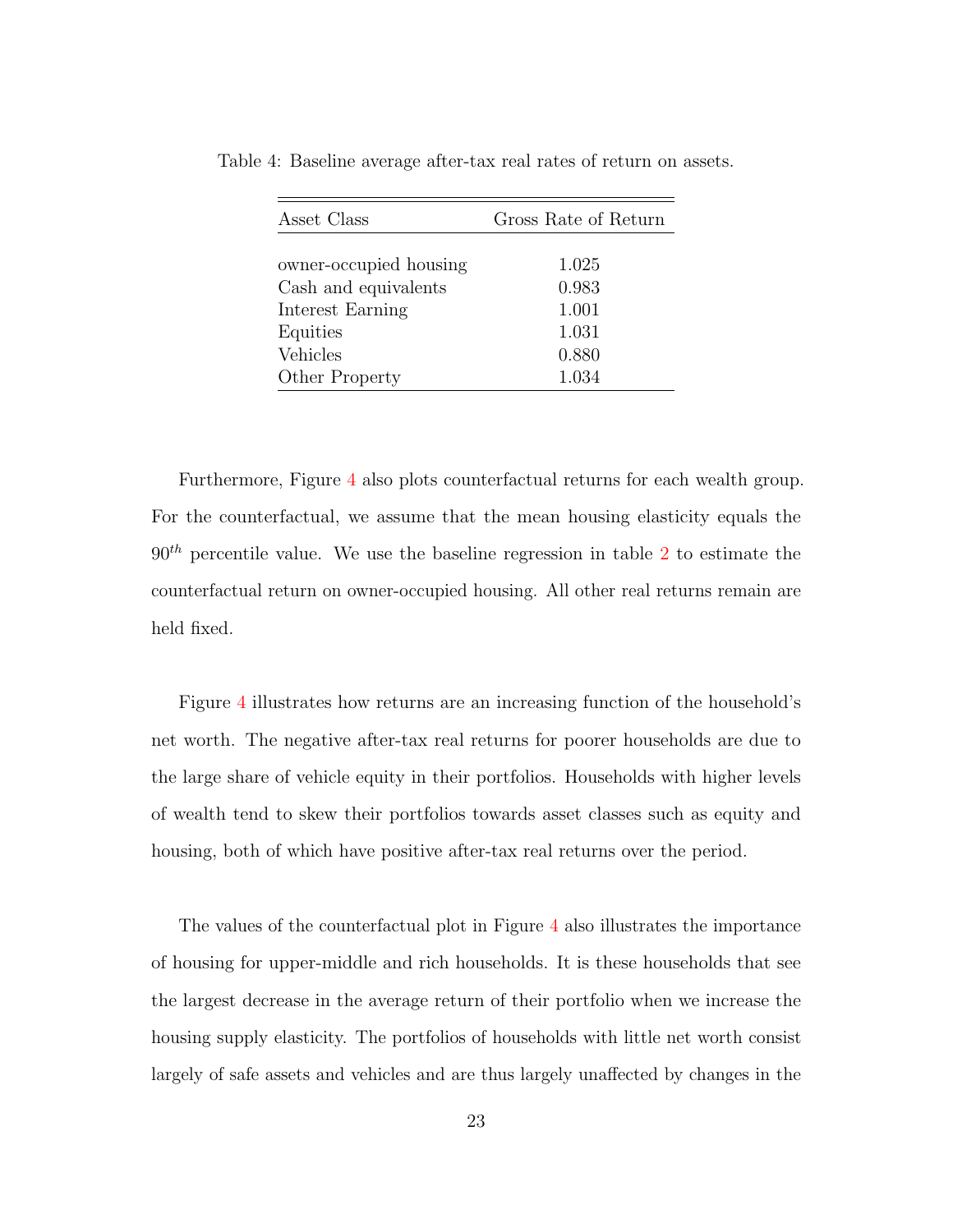Table 4: Baseline average after-tax real rates of return on assets.

| Asset Class | Gross Rate of Return |
|---|---|
| owner-occupied housing | 1.025 |
| Cash and equivalents | 0.983 |
| Interest Earning | 1.001 |
| Equities | 1.031 |
| Vehicles | 0.880 |
| Other Property | 1.034 |

Furthermore, Figure 4 also plots counterfactual returns for each wealth group. For the counterfactual, we assume that the mean housing elasticity equals the $90^{th}$ percentile value. We use the baseline regression in table 2 to estimate the counterfactual return on owner-occupied housing. All other real returns remain are held fixed.

Figure 4 illustrates how returns are an increasing function of the household's net worth. The negative after-tax real returns for poorer households are due to the large share of vehicle equity in their portfolios. Households with higher levels of wealth tend to skew their portfolios towards asset classes such as equity and housing, both of which have positive after-tax real returns over the period.

The values of the counterfactual plot in Figure 4 also illustrates the importance of housing for upper-middle and rich households. It is these households that see the largest decrease in the average return of their portfolio when we increase the housing supply elasticity. The portfolios of households with little net worth consist largely of safe assets and vehicles and are thus largely unaffected by changes in the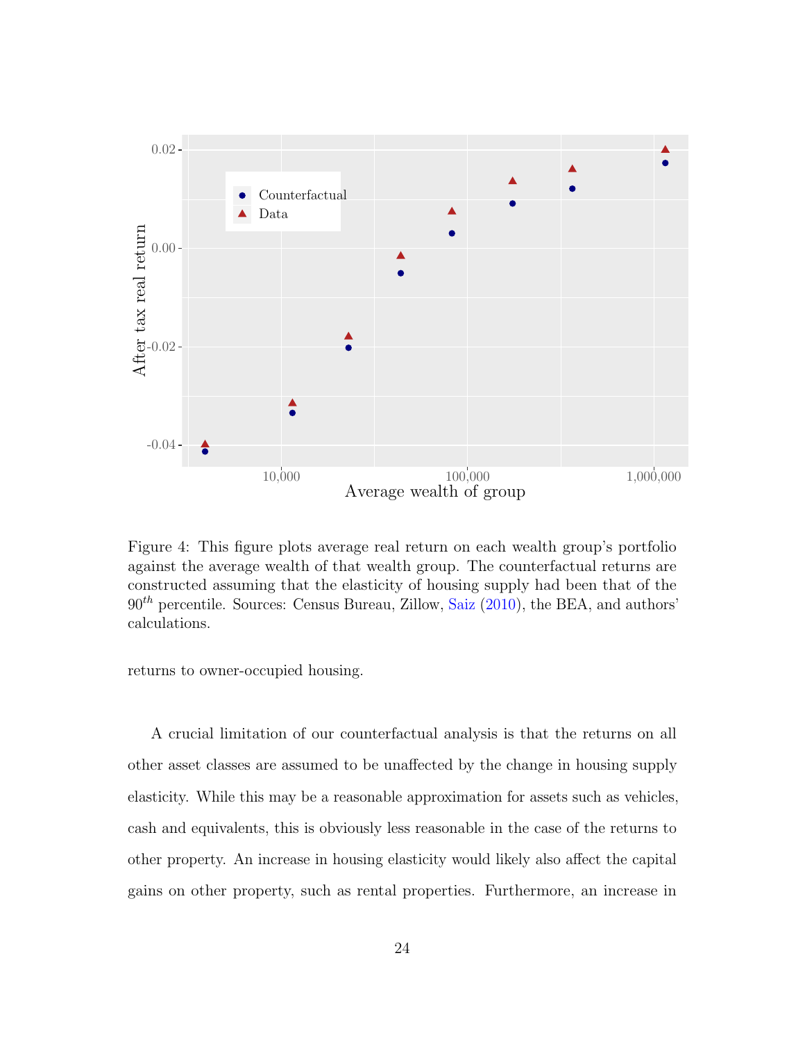Figure 4: This figure plots average real return on each wealth group's portfolio against the average wealth of that wealth group. The counterfactual returns are constructed assuming that the elasticity of housing supply had been that of the $90^{th}$ percentile. Sources: Census Bureau, Zillow, Saiz (2010), the BEA, and authors' calculations.

returns to owner-occupied housing.

A crucial limitation of our counterfactual analysis is that the returns on all other asset classes are assumed to be unaffected by the change in housing supply elasticity. While this may be a reasonable approximation for assets such as vehicles, cash and equivalents, this is obviously less reasonable in the case of the returns to other property. An increase in housing elasticity would likely also affect the capital gains on other property, such as rental properties. Furthermore, an increase in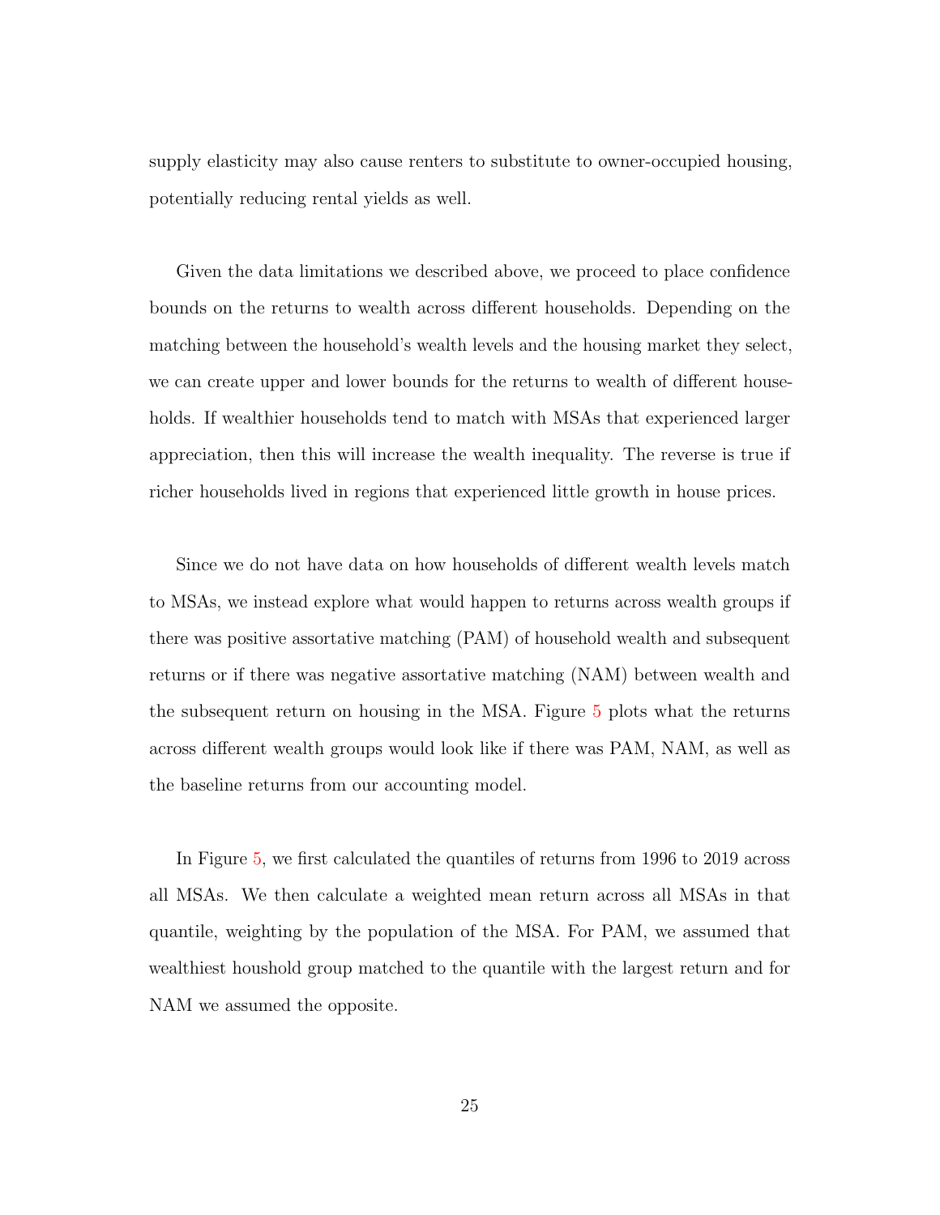supply elasticity may also cause renters to substitute to owner-occupied housing, potentially reducing rental yields as well.

Given the data limitations we described above, we proceed to place confidence bounds on the returns to wealth across different households. Depending on the matching between the household's wealth levels and the housing market they select, we can create upper and lower bounds for the returns to wealth of different households. If wealthier households tend to match with MSAs that experienced larger appreciation, then this will increase the wealth inequality. The reverse is true if richer households lived in regions that experienced little growth in house prices.

Since we do not have data on how households of different wealth levels match to MSAs, we instead explore what would happen to returns across wealth groups if there was positive assortative matching (PAM) of household wealth and subsequent returns or if there was negative assortative matching (NAM) between wealth and the subsequent return on housing in the MSA. Figure 5 plots what the returns across different wealth groups would look like if there was PAM, NAM, as well as the baseline returns from our accounting model.

In Figure 5, we first calculated the quantiles of returns from 1996 to 2019 across all MSAs. We then calculate a weighted mean return across all MSAs in that quantile, weighting by the population of the MSA. For PAM, we assumed that wealthiest houshold group matched to the quantile with the largest return and for NAM we assumed the opposite.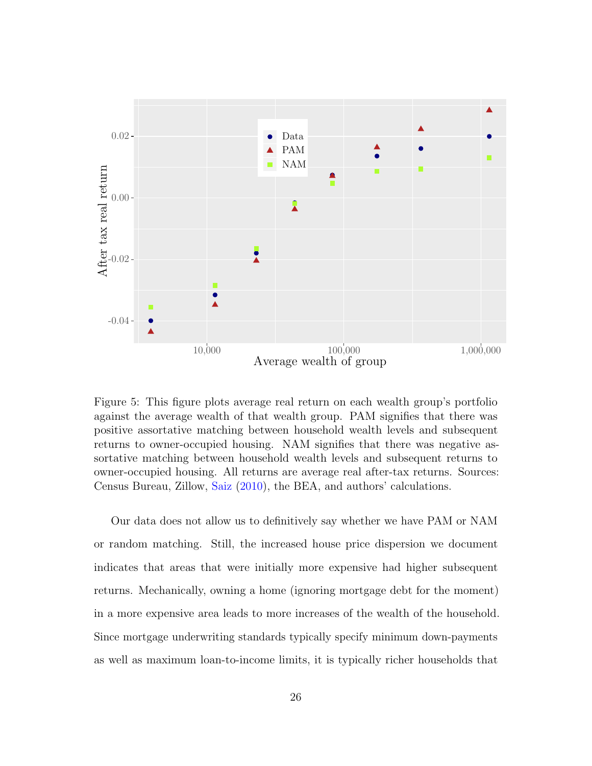Figure 5: This figure plots average real return on each wealth group's portfolio against the average wealth of that wealth group. PAM signifies that there was positive assortative matching between household wealth levels and subsequent returns to owner-occupied housing. NAM signifies that there was negative assortative matching between household wealth levels and subsequent returns to owner-occupied housing. All returns are average real after-tax returns. Sources: Census Bureau, Zillow, Saiz (2010), the BEA, and authors' calculations.

Our data does not allow us to definitively say whether we have PAM or NAM or random matching. Still, the increased house price dispersion we document indicates that areas that were initially more expensive had higher subsequent returns. Mechanically, owning a home (ignoring mortgage debt for the moment) in a more expensive area leads to more increases of the wealth of the household. Since mortgage underwriting standards typically specify minimum down-payments as well as maximum loan-to-income limits, it is typically richer households that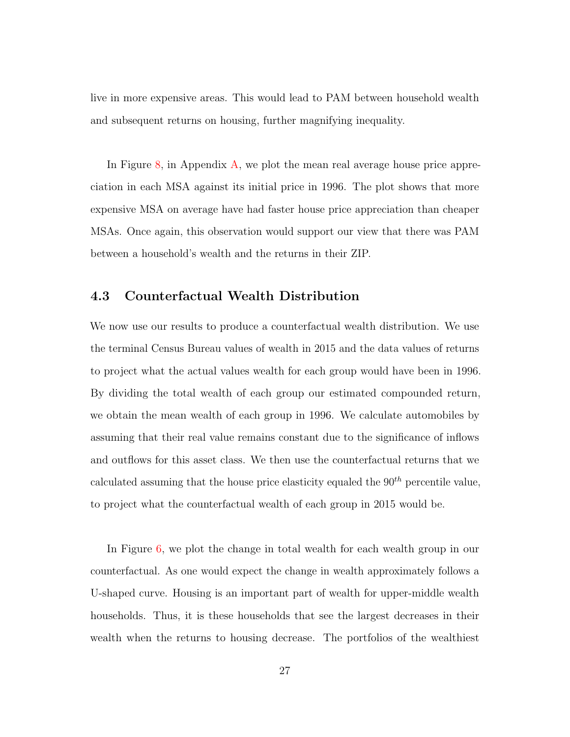live in more expensive areas. This would lead to PAM between household wealth and subsequent returns on housing, further magnifying inequality.

In Figure 8, in Appendix A, we plot the mean real average house price appreciation in each MSA against its initial price in 1996. The plot shows that more expensive MSA on average have had faster house price appreciation than cheaper MSAs. Once again, this observation would support our view that there was PAM between a household's wealth and the returns in their ZIP.

## 4.3 Counterfactual Wealth Distribution

We now use our results to produce a counterfactual wealth distribution. We use the terminal Census Bureau values of wealth in 2015 and the data values of returns to project what the actual values wealth for each group would have been in 1996. By dividing the total wealth of each group our estimated compounded return, we obtain the mean wealth of each group in 1996. We calculate automobiles by assuming that their real value remains constant due to the significance of inflows and outflows for this asset class. We then use the counterfactual returns that we calculated assuming that the house price elasticity equaled the $90^{th}$ percentile value, to project what the counterfactual wealth of each group in 2015 would be.

In Figure 6, we plot the change in total wealth for each wealth group in our counterfactual. As one would expect the change in wealth approximately follows a U-shaped curve. Housing is an important part of wealth for upper-middle wealth households. Thus, it is these households that see the largest decreases in their wealth when the returns to housing decrease. The portfolios of the wealthiest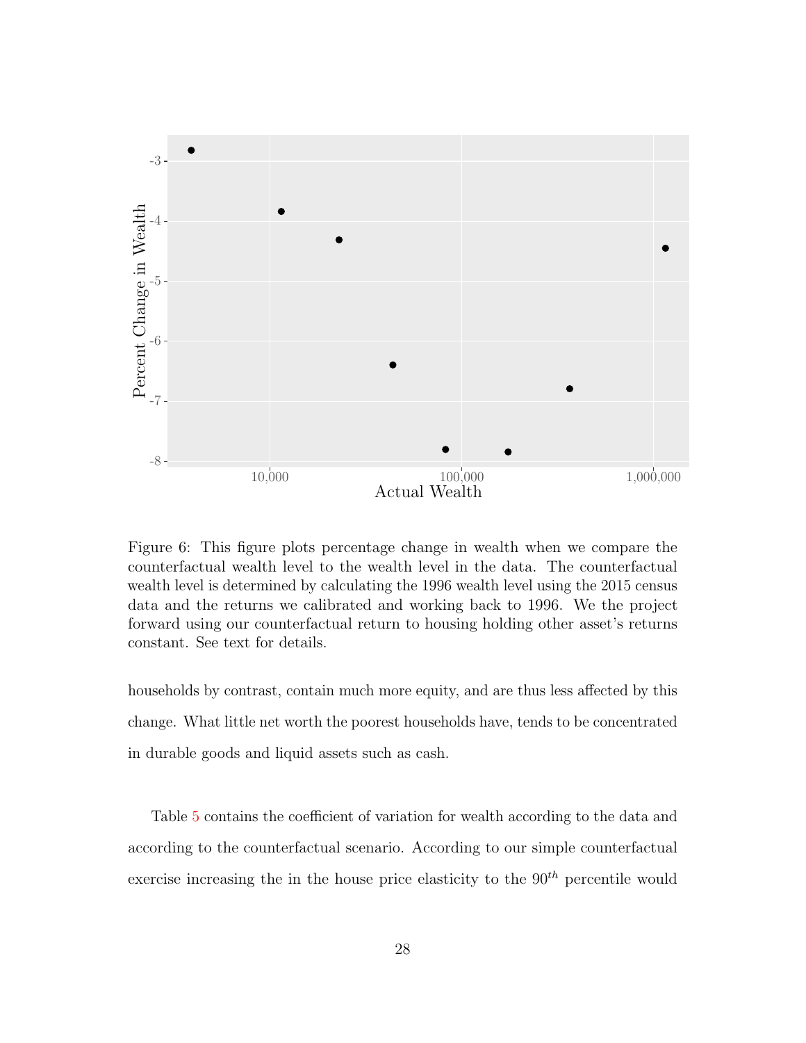Figure 6: This figure plots percentage change in wealth when we compare the counterfactual wealth level to the wealth level in the data. The counterfactual wealth level is determined by calculating the 1996 wealth level using the 2015 census data and the returns we calibrated and working back to 1996. We the project forward using our counterfactual return to housing holding other asset's returns constant. See text for details.

households by contrast, contain much more equity, and are thus less affected by this change. What little net worth the poorest households have, tends to be concentrated in durable goods and liquid assets such as cash.

Table 5 contains the coefficient of variation for wealth according to the data and according to the counterfactual scenario. According to our simple counterfactual exercise increasing the in the house price elasticity to the $90^{th}$ percentile would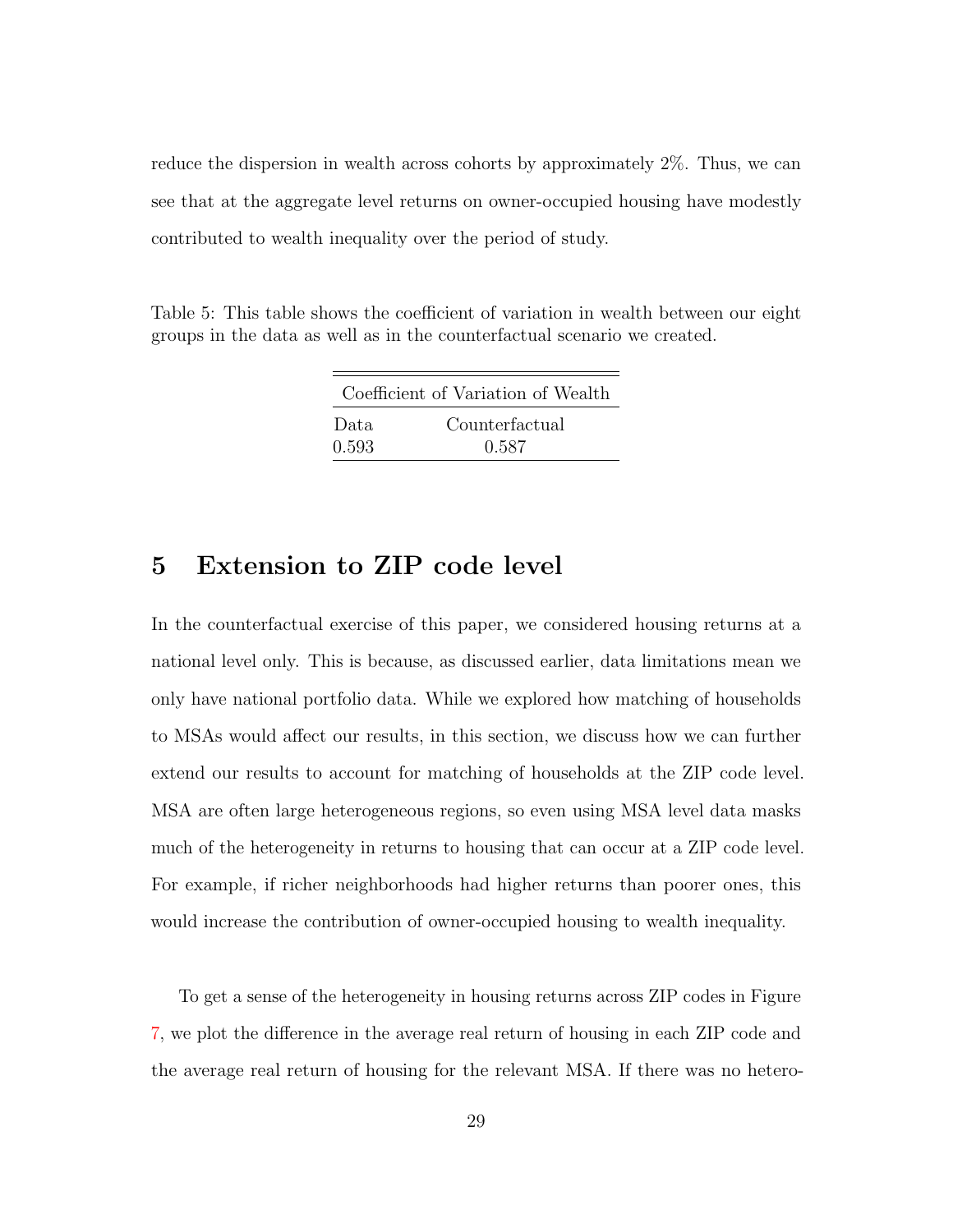reduce the dispersion in wealth across cohorts by approximately 2%. Thus, we can see that at the aggregate level returns on owner-occupied housing have modestly contributed to wealth inequality over the period of study.

Table 5: This table shows the coefficient of variation in wealth between our eight groups in the data as well as in the counterfactual scenario we created.

| Coefficient of Variation of Wealth | |
|---|---|
| Data | Counterfactual |
| 0.593 | 0.587 |

## 5 Extension to ZIP code level

In the counterfactual exercise of this paper, we considered housing returns at a national level only. This is because, as discussed earlier, data limitations mean we only have national portfolio data. While we explored how matching of households to MSAs would affect our results, in this section, we discuss how we can further extend our results to account for matching of households at the ZIP code level. MSA are often large heterogeneous regions, so even using MSA level data masks much of the heterogeneity in returns to housing that can occur at a ZIP code level. For example, if richer neighborhoods had higher returns than poorer ones, this would increase the contribution of owner-occupied housing to wealth inequality.

To get a sense of the heterogeneity in housing returns across ZIP codes in Figure 7, we plot the difference in the average real return of housing in each ZIP code and the average real return of housing for the relevant MSA. If there was no hetero-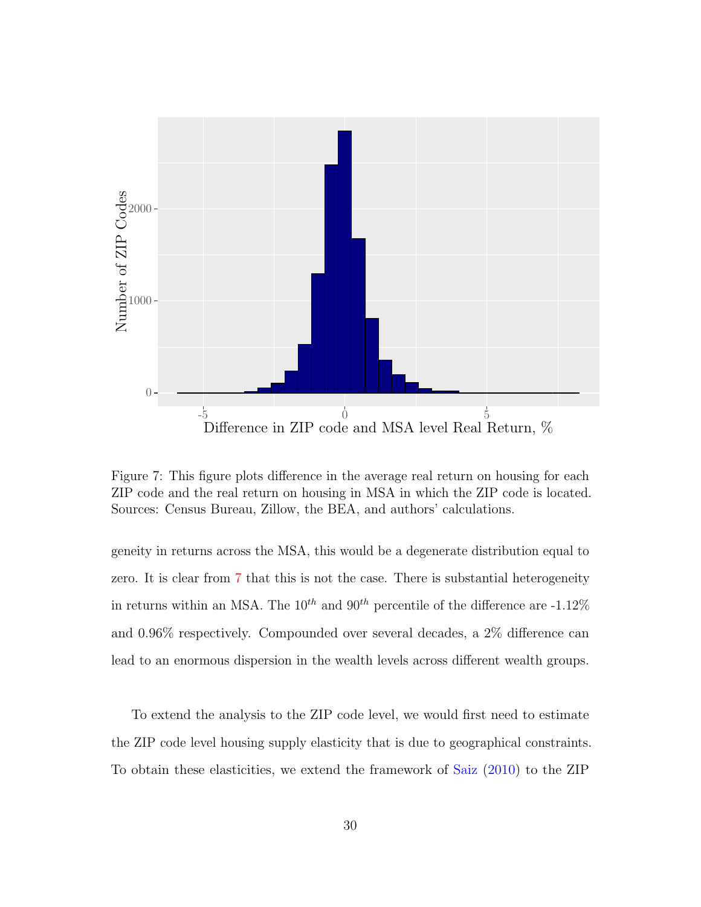Figure 7: This figure plots difference in the average real return on housing for each ZIP code and the real return on housing in MSA in which the ZIP code is located. Sources: Census Bureau, Zillow, the BEA, and authors' calculations.

geneity in returns across the MSA, this would be a degenerate distribution equal to zero. It is clear from 7 that this is not the case. There is substantial heterogeneity in returns within an MSA. The $10^{th}$ and $90^{th}$ percentile of the difference are -1.12% and 0.96% respectively. Compounded over several decades, a 2% difference can lead to an enormous dispersion in the wealth levels across different wealth groups.

To extend the analysis to the ZIP code level, we would first need to estimate the ZIP code level housing supply elasticity that is due to geographical constraints. To obtain these elasticities, we extend the framework of Saiz (2010) to the ZIP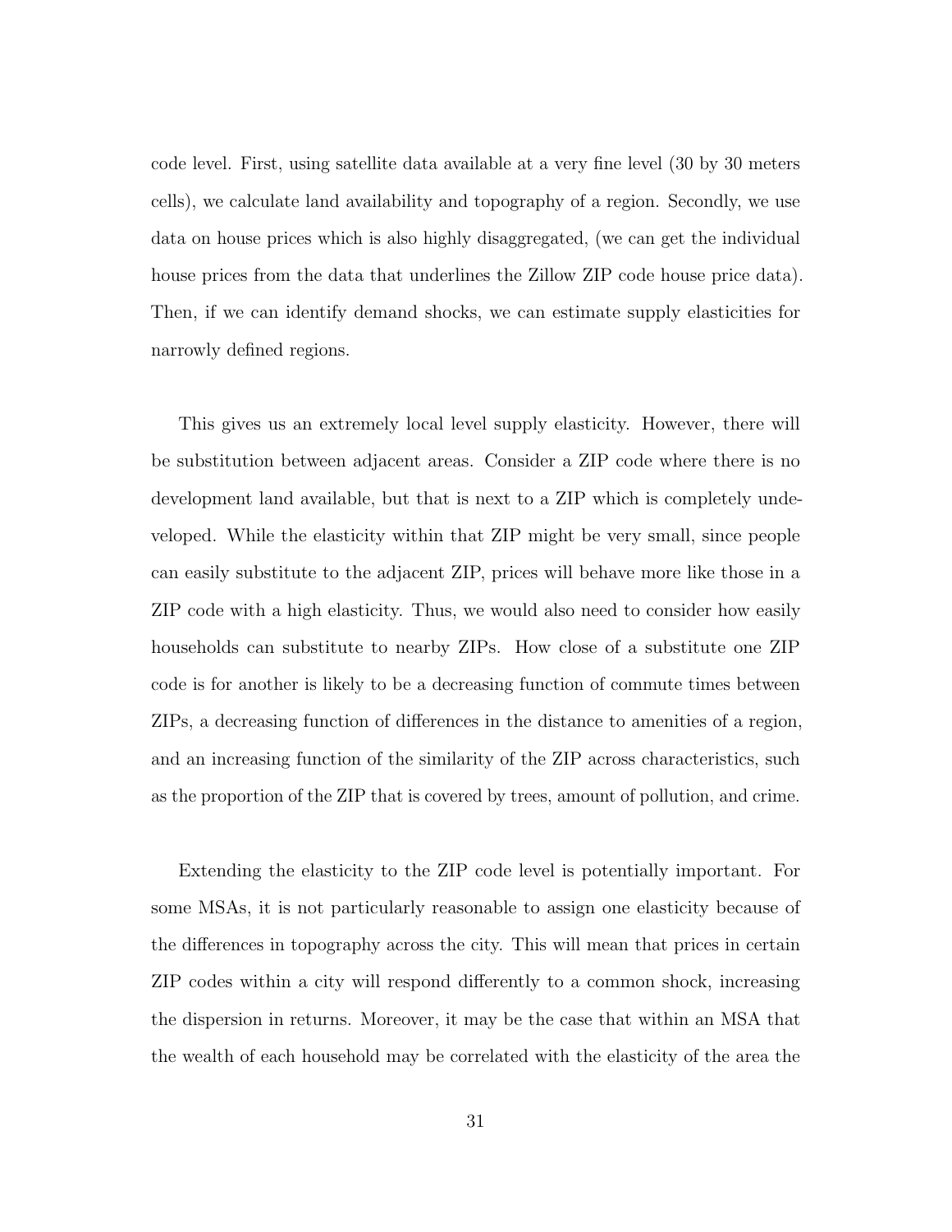code level. First, using satellite data available at a very fine level (30 by 30 meters cells), we calculate land availability and topography of a region. Secondly, we use data on house prices which is also highly disaggregated, (we can get the individual house prices from the data that underlines the Zillow ZIP code house price data). Then, if we can identify demand shocks, we can estimate supply elasticities for narrowly defined regions.

This gives us an extremely local level supply elasticity. However, there will be substitution between adjacent areas. Consider a ZIP code where there is no development land available, but that is next to a ZIP which is completely undeveloped. While the elasticity within that ZIP might be very small, since people can easily substitute to the adjacent ZIP, prices will behave more like those in a ZIP code with a high elasticity. Thus, we would also need to consider how easily households can substitute to nearby ZIPs. How close of a substitute one ZIP code is for another is likely to be a decreasing function of commute times between ZIPs, a decreasing function of differences in the distance to amenities of a region, and an increasing function of the similarity of the ZIP across characteristics, such as the proportion of the ZIP that is covered by trees, amount of pollution, and crime.

Extending the elasticity to the ZIP code level is potentially important. For some MSAs, it is not particularly reasonable to assign one elasticity because of the differences in topography across the city. This will mean that prices in certain ZIP codes within a city will respond differently to a common shock, increasing the dispersion in returns. Moreover, it may be the case that within an MSA that the wealth of each household may be correlated with the elasticity of the area the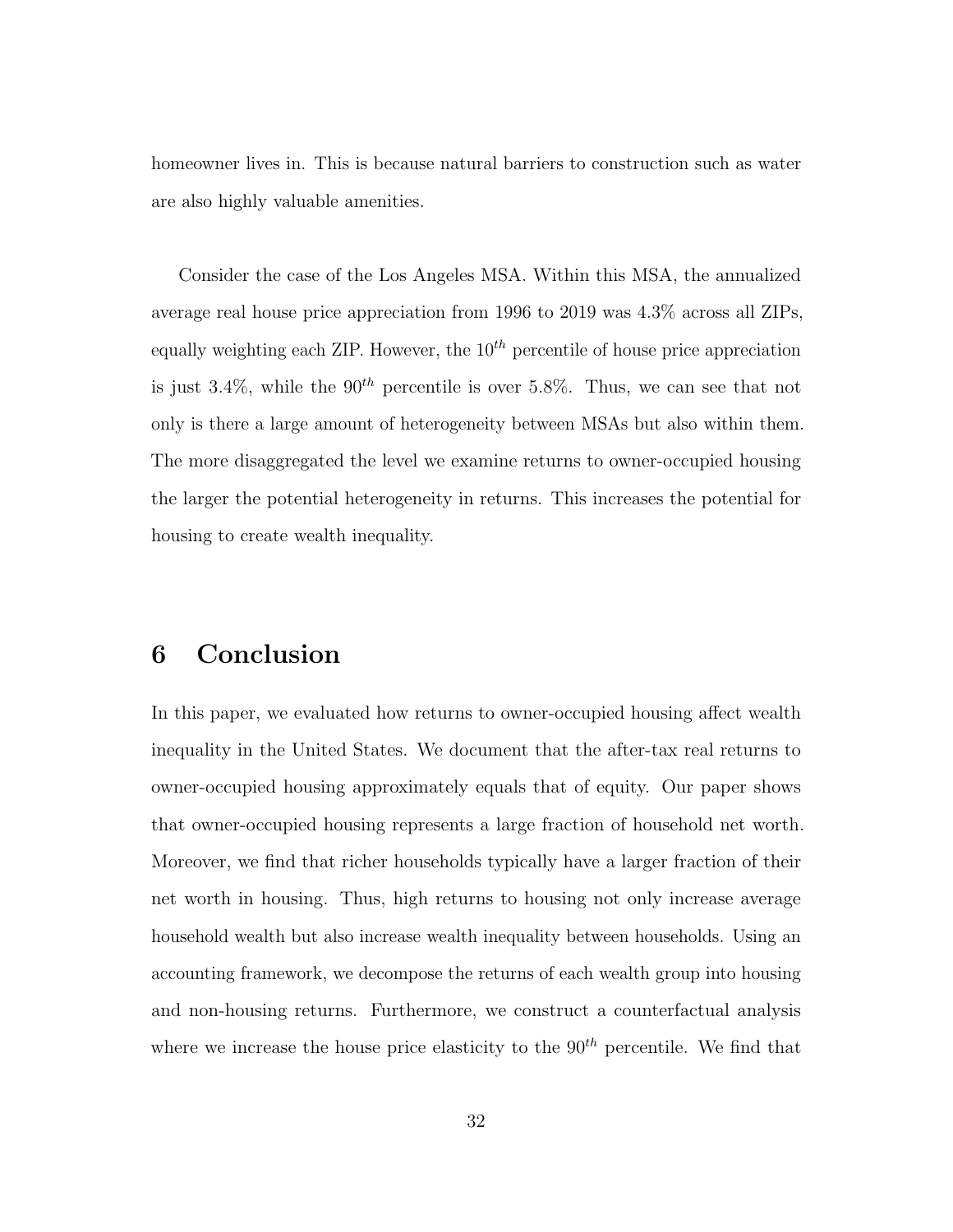homeowner lives in. This is because natural barriers to construction such as water are also highly valuable amenities.

Consider the case of the Los Angeles MSA. Within this MSA, the annualized average real house price appreciation from 1996 to 2019 was 4.3% across all ZIPs, equally weighting each ZIP. However, the $10^{th}$ percentile of house price appreciation is just 3.4%, while the $90^{th}$ percentile is over 5.8%. Thus, we can see that not only is there a large amount of heterogeneity between MSAs but also within them. The more disaggregated the level we examine returns to owner-occupied housing the larger the potential heterogeneity in returns. This increases the potential for housing to create wealth inequality.

# 6 Conclusion

In this paper, we evaluated how returns to owner-occupied housing affect wealth inequality in the United States. We document that the after-tax real returns to owner-occupied housing approximately equals that of equity. Our paper shows that owner-occupied housing represents a large fraction of household net worth. Moreover, we find that richer households typically have a larger fraction of their net worth in housing. Thus, high returns to housing not only increase average household wealth but also increase wealth inequality between households. Using an accounting framework, we decompose the returns of each wealth group into housing and non-housing returns. Furthermore, we construct a counterfactual analysis where we increase the house price elasticity to the $90^{th}$ percentile. We find that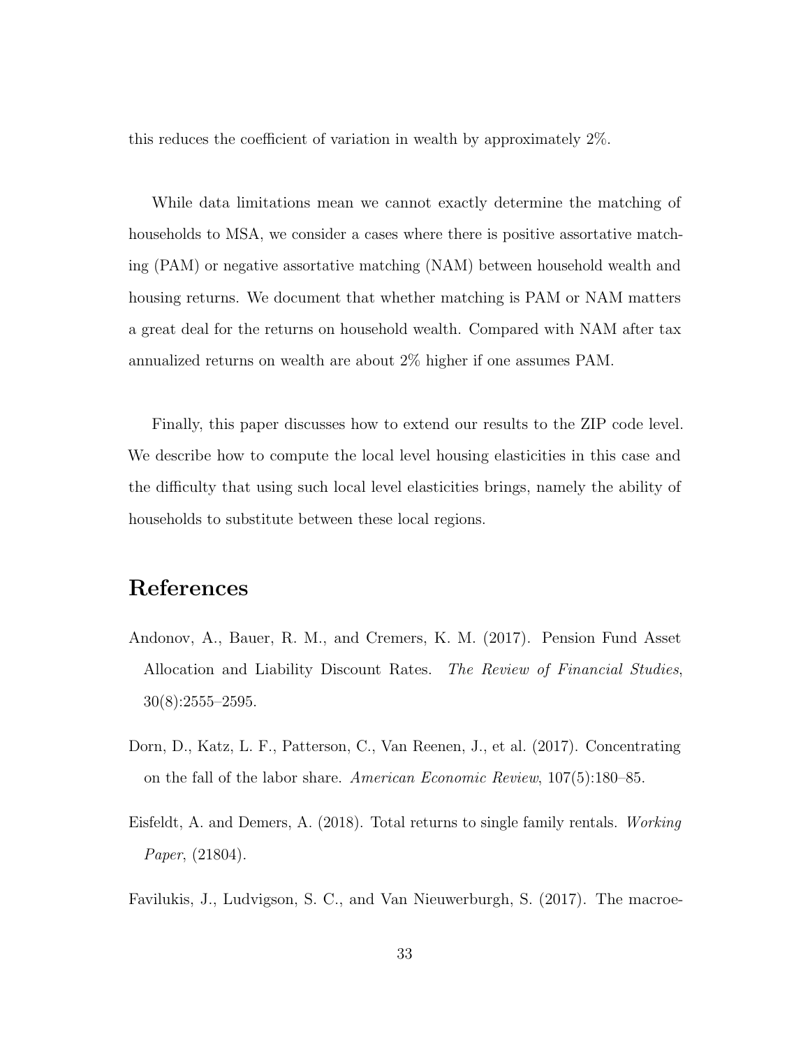this reduces the coefficient of variation in wealth by approximately 2%.

While data limitations mean we cannot exactly determine the matching of households to MSA, we consider a cases where there is positive assortative matching (PAM) or negative assortative matching (NAM) between household wealth and housing returns. We document that whether matching is PAM or NAM matters a great deal for the returns on household wealth. Compared with NAM after tax annualized returns on wealth are about 2% higher if one assumes PAM.

Finally, this paper discusses how to extend our results to the ZIP code level. We describe how to compute the local level housing elasticities in this case and the difficulty that using such local level elasticities brings, namely the ability of households to substitute between these local regions.

# References

Andonov, A., Bauer, R. M., and Cremers, K. M. (2017). Pension Fund Asset Allocation and Liability Discount Rates. *The Review of Financial Studies*, 30(8):2555–2595.

Dorn, D., Katz, L. F., Patterson, C., Van Reenen, J., et al. (2017). Concentrating on the fall of the labor share. *American Economic Review*, 107(5):180–85.

Eisfeldt, A. and Demers, A. (2018). Total returns to single family rentals. *Working Paper*, (21804).

Favilukis, J., Ludvigson, S. C., and Van Nieuwerburgh, S. (2017). The macroe-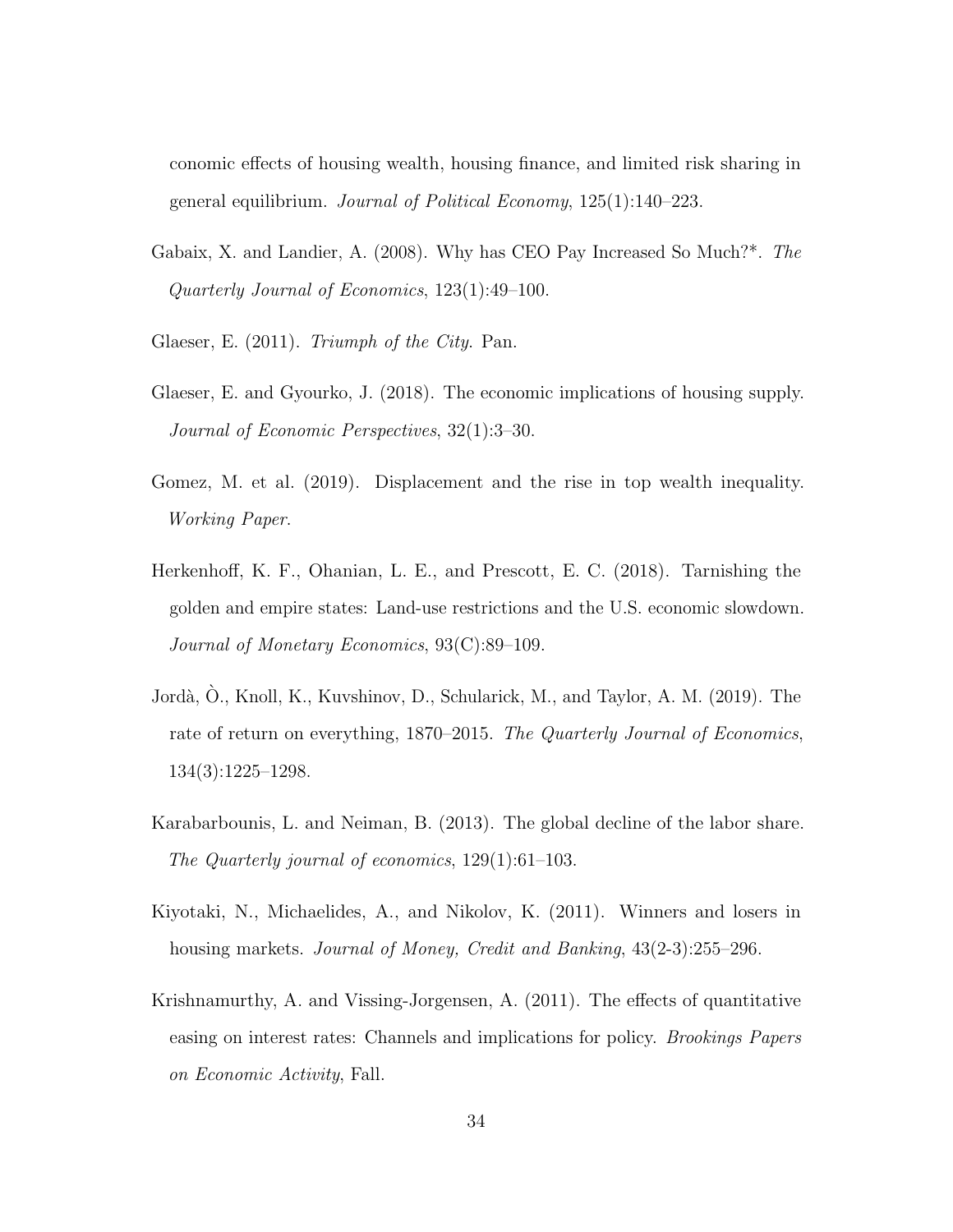conomic effects of housing wealth, housing finance, and limited risk sharing in general equilibrium. *Journal of Political Economy*, 125(1):140–223.

Gabaix, X. and Landier, A. (2008). Why has CEO Pay Increased So Much?*. *The Quarterly Journal of Economics*, 123(1):49–100.

Glaeser, E. (2011). *Triumph of the City*. Pan.

Glaeser, E. and Gyourko, J. (2018). The economic implications of housing supply. *Journal of Economic Perspectives*, 32(1):3–30.

Gomez, M. et al. (2019). Displacement and the rise in top wealth inequality. *Working Paper*.

Herkenhoff, K. F., Ohanian, L. E., and Prescott, E. C. (2018). Tarnishing the golden and empire states: Land-use restrictions and the U.S. economic slowdown. *Journal of Monetary Economics*, 93(C):89–109.

Jordà, Ò., Knoll, K., Kuvshinov, D., Schularick, M., and Taylor, A. M. (2019). The rate of return on everything, 1870–2015. *The Quarterly Journal of Economics*, 134(3):1225–1298.

Karabarbounis, L. and Neiman, B. (2013). The global decline of the labor share. *The Quarterly journal of economics*, 129(1):61–103.

Kiyotaki, N., Michaelides, A., and Nikolov, K. (2011). Winners and losers in housing markets. *Journal of Money, Credit and Banking*, 43(2-3):255–296.

Krishnamurthy, A. and Vissing-Jorgensen, A. (2011). The effects of quantitative easing on interest rates: Channels and implications for policy. *Brookings Papers on Economic Activity*, Fall.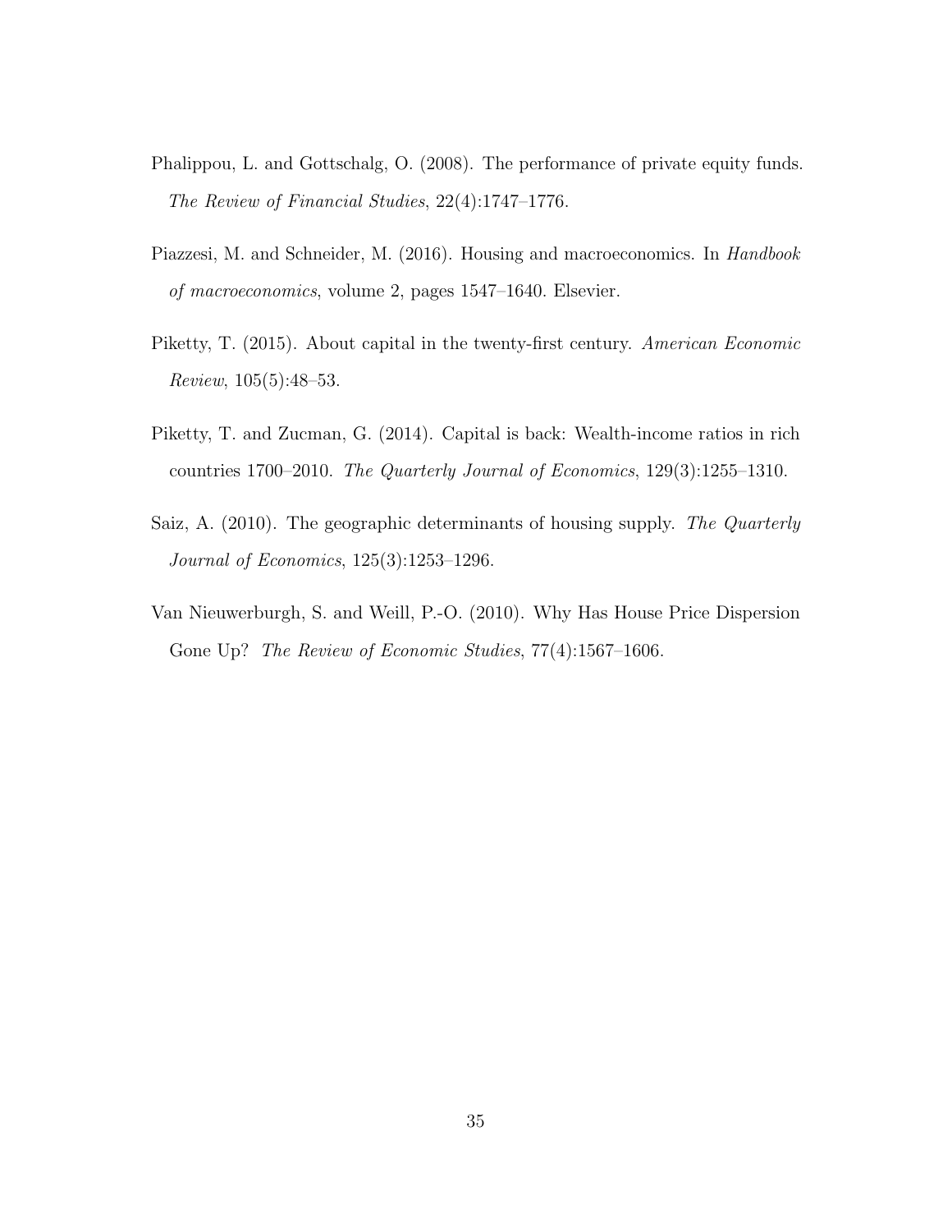Phalippou, L. and Gottschalg, O. (2008). The performance of private equity funds. *The Review of Financial Studies*, 22(4):1747–1776.

Piazzesi, M. and Schneider, M. (2016). Housing and macroeconomics. In *Handbook of macroeconomics*, volume 2, pages 1547–1640. Elsevier.

Piketty, T. (2015). About capital in the twenty-first century. *American Economic Review*, 105(5):48–53.

Piketty, T. and Zucman, G. (2014). Capital is back: Wealth-income ratios in rich countries 1700–2010. *The Quarterly Journal of Economics*, 129(3):1255–1310.

Saiz, A. (2010). The geographic determinants of housing supply. *The Quarterly Journal of Economics*, 125(3):1253–1296.

Van Nieuwerburgh, S. and Weill, P.-O. (2010). Why Has House Price Dispersion Gone Up? *The Review of Economic Studies*, 77(4):1567–1606.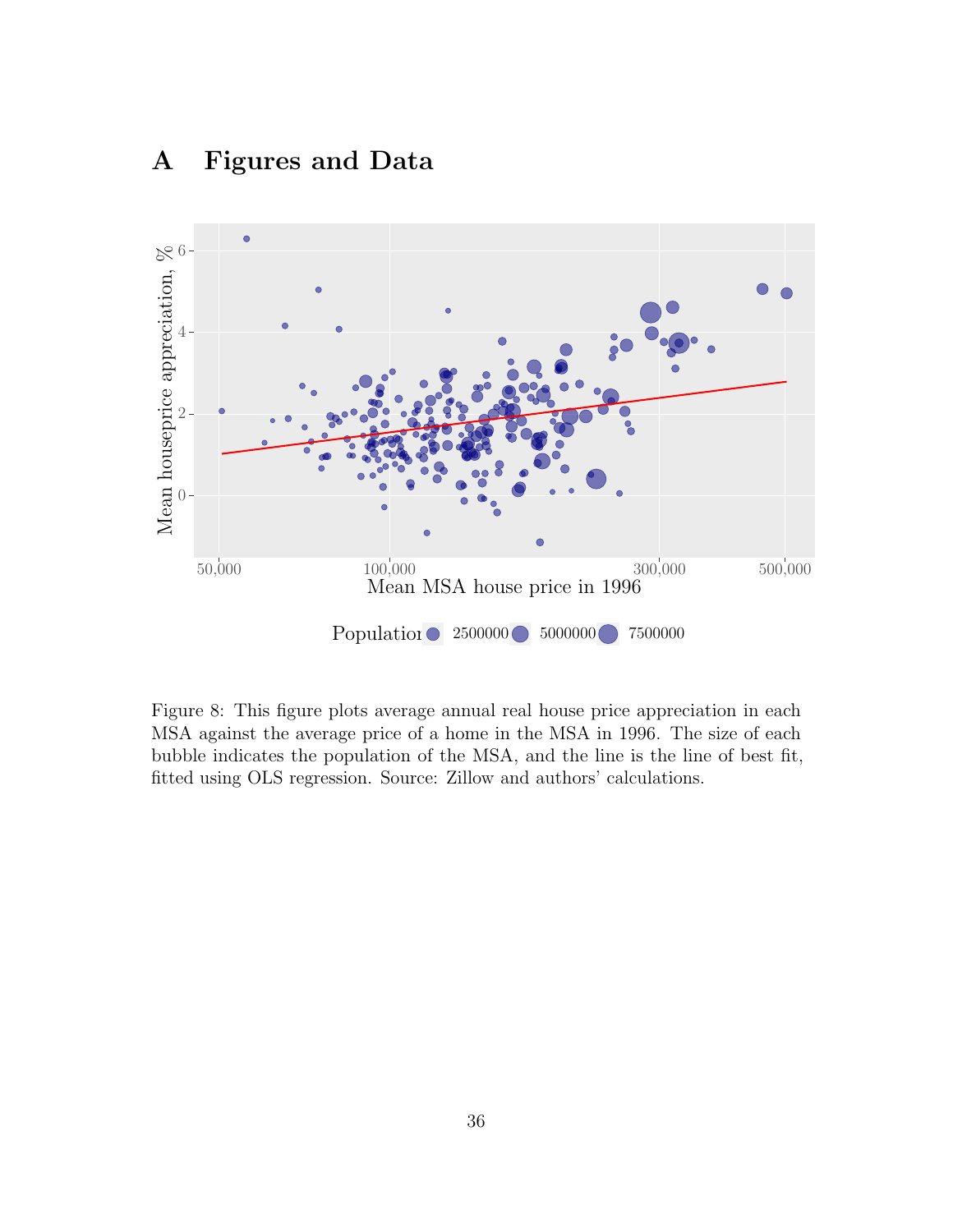# A Figures and Data

Figure 8: This figure plots average annual real house price appreciation in each MSA against the average price of a home in the MSA in 1996. The size of each bubble indicates the population of the MSA, and the line is the line of best fit, fitted using OLS regression. Source: Zillow and authors' calculations.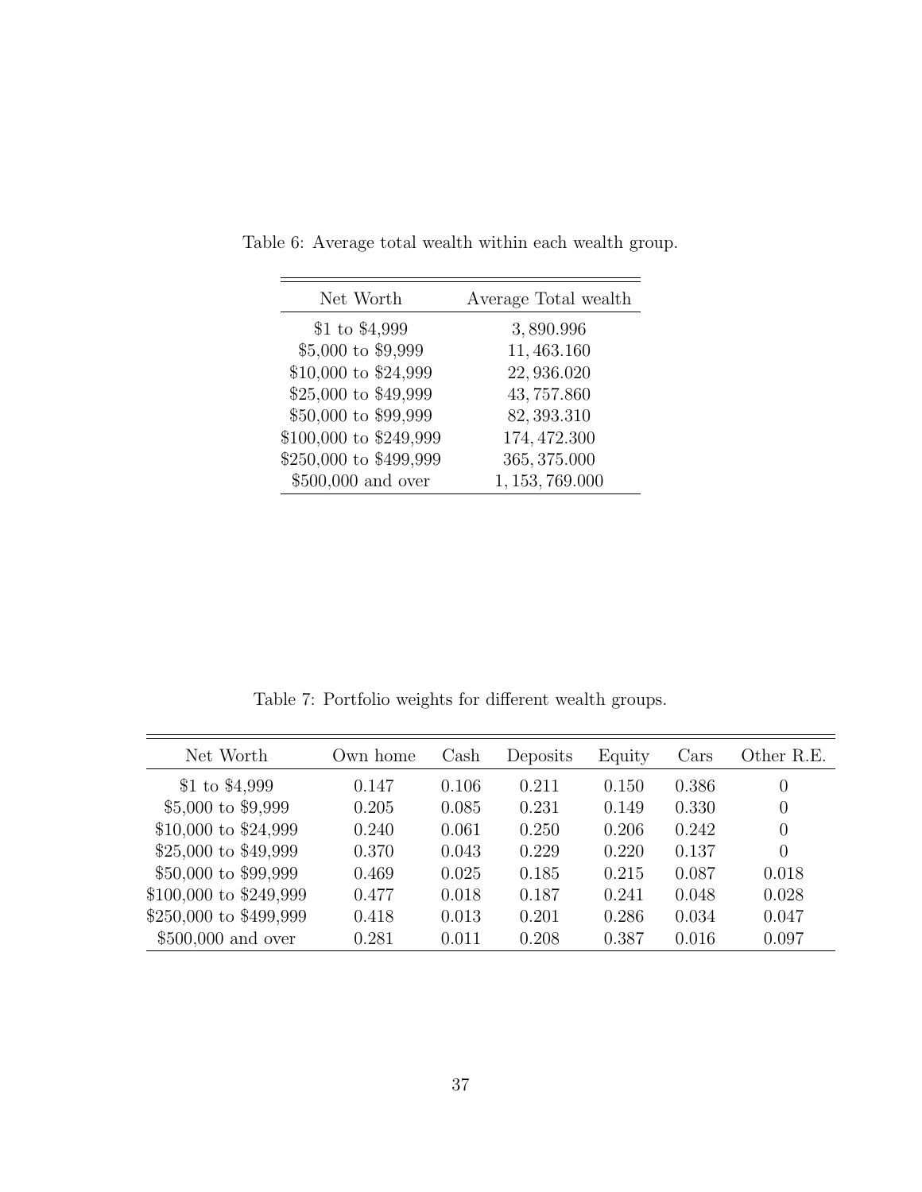Table 6: Average total wealth within each wealth group.

| Net Worth | Average Total wealth |
|---|---|
| $1 to $4,999 | 3,890.996 |
| $5,000 to $9,999 | 11,463.160 |
| $10,000 to $24,999 | 22,936.020 |
| $25,000 to $49,999 | 43,757.860 |
| $50,000 to $99,999 | 82,393.310 |
| $100,000 to $249,999 | 174,472.300 |
| $250,000 to $499,999 | 365,375.000 |
| $500,000 and over | 1,153,769.000 |

Table 7: Portfolio weights for different wealth groups.

| Net Worth | Own home | Cash | Deposits | Equity | Cars | Other R.E. |
|---|---|---|---|---|---|---|
| $1 to $4,999 | 0.147 | 0.106 | 0.211 | 0.150 | 0.386 | 0 |
| $5,000 to $9,999 | 0.205 | 0.085 | 0.231 | 0.149 | 0.330 | 0 |
| $10,000 to $24,999 | 0.240 | 0.061 | 0.250 | 0.206 | 0.242 | 0 |
| $25,000 to $49,999 | 0.370 | 0.043 | 0.229 | 0.220 | 0.137 | 0 |
| $50,000 to $99,999 | 0.469 | 0.025 | 0.185 | 0.215 | 0.087 | 0.018 |
| $100,000 to $249,999 | 0.477 | 0.018 | 0.187 | 0.241 | 0.048 | 0.028 |
| $250,000 to $499,999 | 0.418 | 0.013 | 0.201 | 0.286 | 0.034 | 0.047 |
| $500,000 and over | 0.281 | 0.011 | 0.208 | 0.387 | 0.016 | 0.097 |